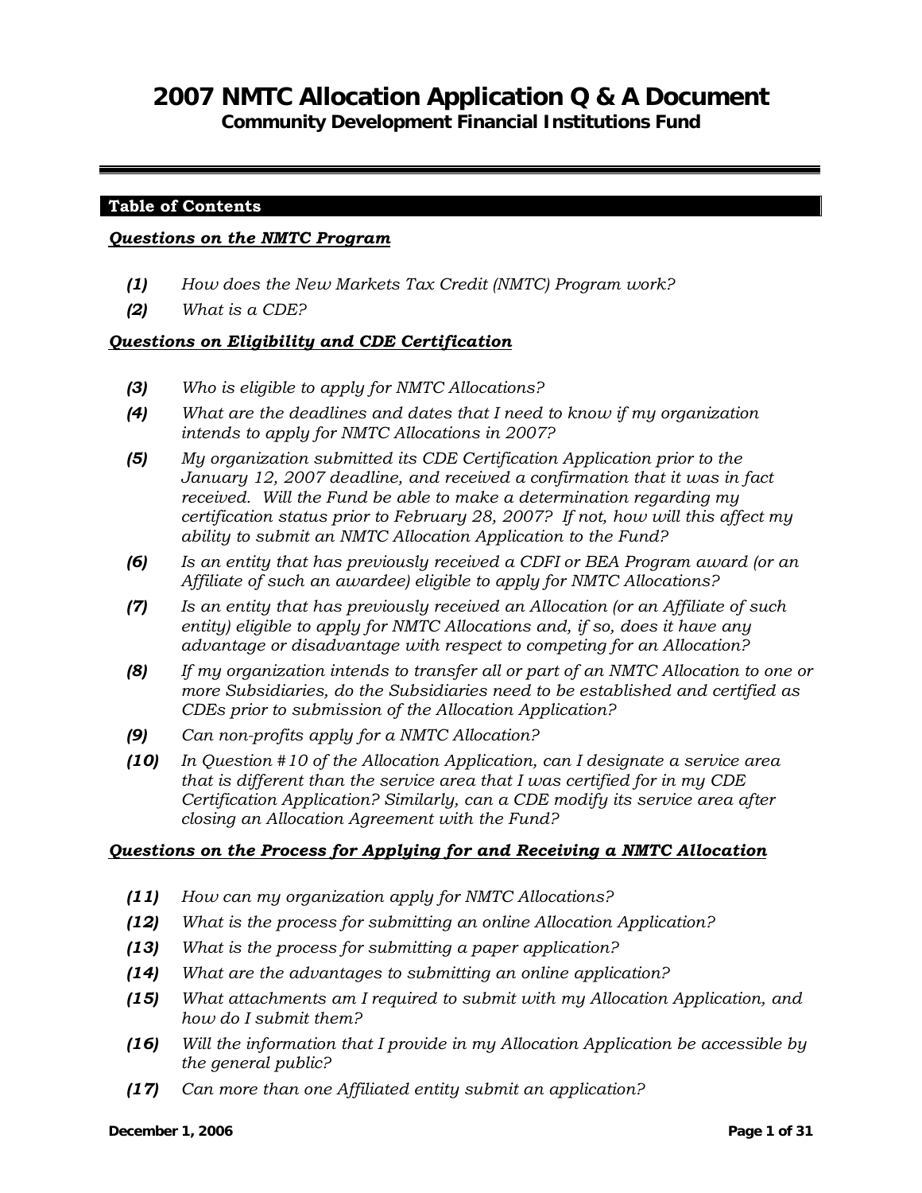# 2007 NMTC Allocation Application Q & A Document

## Community Development Financial Institutions Fund

---

**Table of Contents**

***Questions on the NMTC Program***

- ***(1)*** *How does the New Markets Tax Credit (NMTC) Program work?*
- ***(2)*** *What is a CDE?*

***Questions on Eligibility and CDE Certification***

- ***(3)*** *Who is eligible to apply for NMTC Allocations?*
- ***(4)*** *What are the deadlines and dates that I need to know if my organization intends to apply for NMTC Allocations in 2007?*
- ***(5)*** *My organization submitted its CDE Certification Application prior to the January 12, 2007 deadline, and received a confirmation that it was in fact received. Will the Fund be able to make a determination regarding my certification status prior to February 28, 2007? If not, how will this affect my ability to submit an NMTC Allocation Application to the Fund?*
- ***(6)*** *Is an entity that has previously received a CDFI or BEA Program award (or an Affiliate of such an awardee) eligible to apply for NMTC Allocations?*
- ***(7)*** *Is an entity that has previously received an Allocation (or an Affiliate of such entity) eligible to apply for NMTC Allocations and, if so, does it have any advantage or disadvantage with respect to competing for an Allocation?*
- ***(8)*** *If my organization intends to transfer all or part of an NMTC Allocation to one or more Subsidiaries, do the Subsidiaries need to be established and certified as CDEs prior to submission of the Allocation Application?*
- ***(9)*** *Can non-profits apply for a NMTC Allocation?*
- ***(10)*** *In Question #10 of the Allocation Application, can I designate a service area that is different than the service area that I was certified for in my CDE Certification Application? Similarly, can a CDE modify its service area after closing an Allocation Agreement with the Fund?*

***Questions on the Process for Applying for and Receiving a NMTC Allocation***

- ***(11)*** *How can my organization apply for NMTC Allocations?*
- ***(12)*** *What is the process for submitting an online Allocation Application?*
- ***(13)*** *What is the process for submitting a paper application?*
- ***(14)*** *What are the advantages to submitting an online application?*
- ***(15)*** *What attachments am I required to submit with my Allocation Application, and how do I submit them?*
- ***(16)*** *Will the information that I provide in my Allocation Application be accessible by the general public?*
- ***(17)*** *Can more than one Affiliated entity submit an application?*

**December 1, 2006**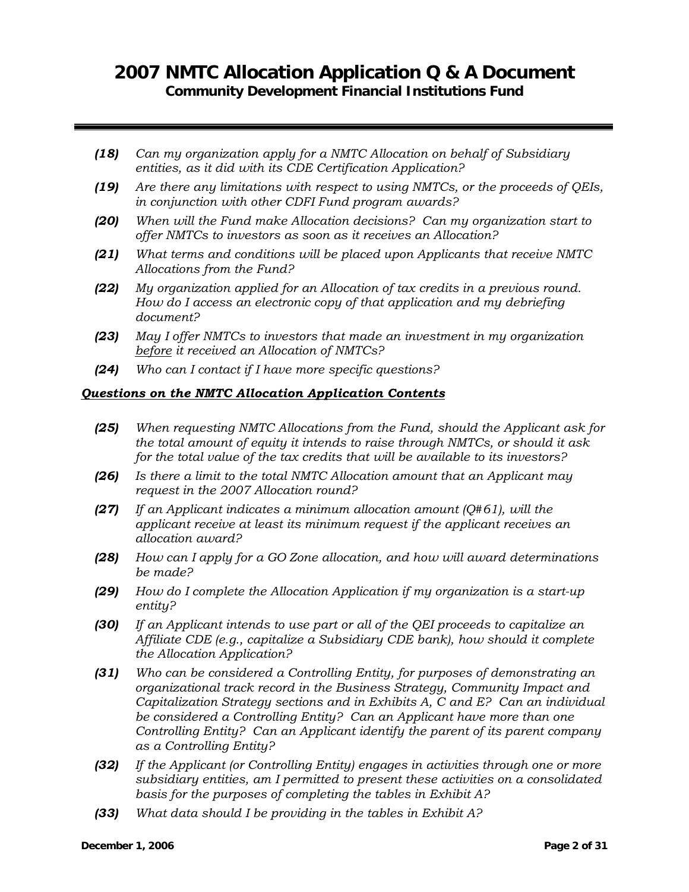*(18)* *Can my organization apply for a NMTC Allocation on behalf of Subsidiary entities, as it did with its CDE Certification Application?*

*(19)* *Are there any limitations with respect to using NMTCs, or the proceeds of QEIs, in conjunction with other CDFI Fund program awards?*

*(20)* *When will the Fund make Allocation decisions? Can my organization start to offer NMTCs to investors as soon as it receives an Allocation?*

*(21)* *What terms and conditions will be placed upon Applicants that receive NMTC Allocations from the Fund?*

*(22)* *My organization applied for an Allocation of tax credits in a previous round. How do I access an electronic copy of that application and my debriefing document?*

*(23)* *May I offer NMTCs to investors that made an investment in my organization before it received an Allocation of NMTCs?*

*(24)* *Who can I contact if I have more specific questions?*

***Questions on the NMTC Allocation Application Contents***

*(25)* *When requesting NMTC Allocations from the Fund, should the Applicant ask for the total amount of equity it intends to raise through NMTCs, or should it ask for the total value of the tax credits that will be available to its investors?*

*(26)* *Is there a limit to the total NMTC Allocation amount that an Applicant may request in the 2007 Allocation round?*

*(27)* *If an Applicant indicates a minimum allocation amount (Q#61), will the applicant receive at least its minimum request if the applicant receives an allocation award?*

*(28)* *How can I apply for a GO Zone allocation, and how will award determinations be made?*

*(29)* *How do I complete the Allocation Application if my organization is a start-up entity?*

*(30)* *If an Applicant intends to use part or all of the QEI proceeds to capitalize an Affiliate CDE (e.g., capitalize a Subsidiary CDE bank), how should it complete the Allocation Application?*

*(31)* *Who can be considered a Controlling Entity, for purposes of demonstrating an organizational track record in the Business Strategy, Community Impact and Capitalization Strategy sections and in Exhibits A, C and E? Can an individual be considered a Controlling Entity? Can an Applicant have more than one Controlling Entity? Can an Applicant identify the parent of its parent company as a Controlling Entity?*

*(32)* *If the Applicant (or Controlling Entity) engages in activities through one or more subsidiary entities, am I permitted to present these activities on a consolidated basis for the purposes of completing the tables in Exhibit A?*

*(33)* *What data should I be providing in the tables in Exhibit A?*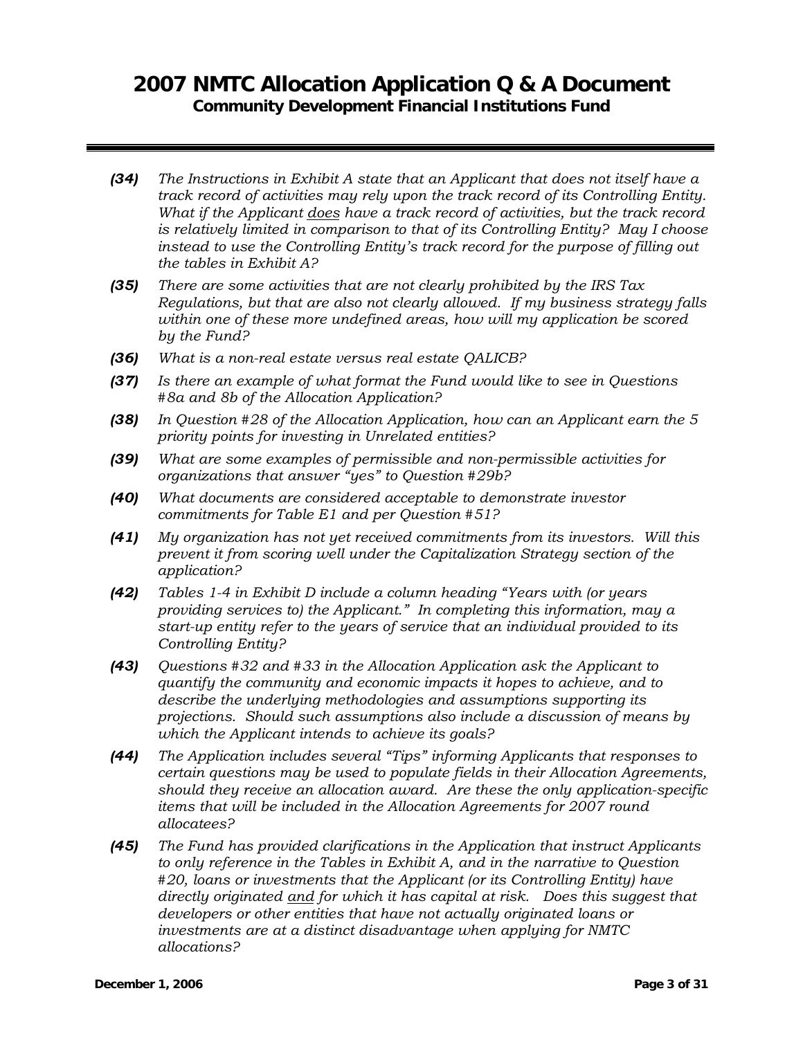**(34)** *The Instructions in Exhibit A state that an Applicant that does not itself have a track record of activities may rely upon the track record of its Controlling Entity. What if the Applicant <u>does</u> have a track record of activities, but the track record is relatively limited in comparison to that of its Controlling Entity? May I choose instead to use the Controlling Entity's track record for the purpose of filling out the tables in Exhibit A?*

**(35)** *There are some activities that are not clearly prohibited by the IRS Tax Regulations, but that are also not clearly allowed. If my business strategy falls within one of these more undefined areas, how will my application be scored by the Fund?*

**(36)** *What is a non-real estate versus real estate QALICB?*

**(37)** *Is there an example of what format the Fund would like to see in Questions #8a and 8b of the Allocation Application?*

**(38)** *In Question #28 of the Allocation Application, how can an Applicant earn the 5 priority points for investing in Unrelated entities?*

**(39)** *What are some examples of permissible and non-permissible activities for organizations that answer "yes" to Question #29b?*

**(40)** *What documents are considered acceptable to demonstrate investor commitments for Table E1 and per Question #51?*

**(41)** *My organization has not yet received commitments from its investors. Will this prevent it from scoring well under the Capitalization Strategy section of the application?*

**(42)** *Tables 1-4 in Exhibit D include a column heading "Years with (or years providing services to) the Applicant." In completing this information, may a start-up entity refer to the years of service that an individual provided to its Controlling Entity?*

**(43)** *Questions #32 and #33 in the Allocation Application ask the Applicant to quantify the community and economic impacts it hopes to achieve, and to describe the underlying methodologies and assumptions supporting its projections. Should such assumptions also include a discussion of means by which the Applicant intends to achieve its goals?*

**(44)** *The Application includes several "Tips" informing Applicants that responses to certain questions may be used to populate fields in their Allocation Agreements, should they receive an allocation award. Are these the only application-specific items that will be included in the Allocation Agreements for 2007 round allocatees?*

**(45)** *The Fund has provided clarifications in the Application that instruct Applicants to only reference in the Tables in Exhibit A, and in the narrative to Question #20, loans or investments that the Applicant (or its Controlling Entity) have directly originated <u>and</u> for which it has capital at risk. Does this suggest that developers or other entities that have not actually originated loans or investments are at a distinct disadvantage when applying for NMTC allocations?*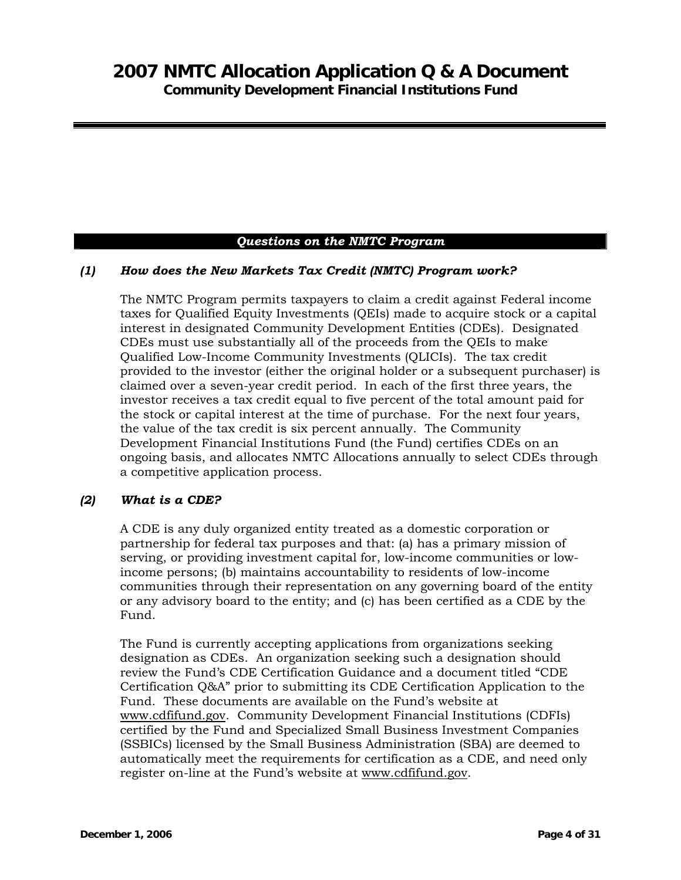## Questions on the NMTC Program

### *(1) How does the New Markets Tax Credit (NMTC) Program work?*

The NMTC Program permits taxpayers to claim a credit against Federal income taxes for Qualified Equity Investments (QEIs) made to acquire stock or a capital interest in designated Community Development Entities (CDEs). Designated CDEs must use substantially all of the proceeds from the QEIs to make Qualified Low-Income Community Investments (QLICIs). The tax credit provided to the investor (either the original holder or a subsequent purchaser) is claimed over a seven-year credit period. In each of the first three years, the investor receives a tax credit equal to five percent of the total amount paid for the stock or capital interest at the time of purchase. For the next four years, the value of the tax credit is six percent annually. The Community Development Financial Institutions Fund (the Fund) certifies CDEs on an ongoing basis, and allocates NMTC Allocations annually to select CDEs through a competitive application process.

### *(2) What is a CDE?*

A CDE is any duly organized entity treated as a domestic corporation or partnership for federal tax purposes and that: (a) has a primary mission of serving, or providing investment capital for, low-income communities or low-income persons; (b) maintains accountability to residents of low-income communities through their representation on any governing board of the entity or any advisory board to the entity; and (c) has been certified as a CDE by the Fund.

The Fund is currently accepting applications from organizations seeking designation as CDEs. An organization seeking such a designation should review the Fund's CDE Certification Guidance and a document titled "CDE Certification Q&A" prior to submitting its CDE Certification Application to the Fund. These documents are available on the Fund's website at www.cdfifund.gov. Community Development Financial Institutions (CDFIs) certified by the Fund and Specialized Small Business Investment Companies (SSBICs) licensed by the Small Business Administration (SBA) are deemed to automatically meet the requirements for certification as a CDE, and need only register on-line at the Fund's website at www.cdfifund.gov.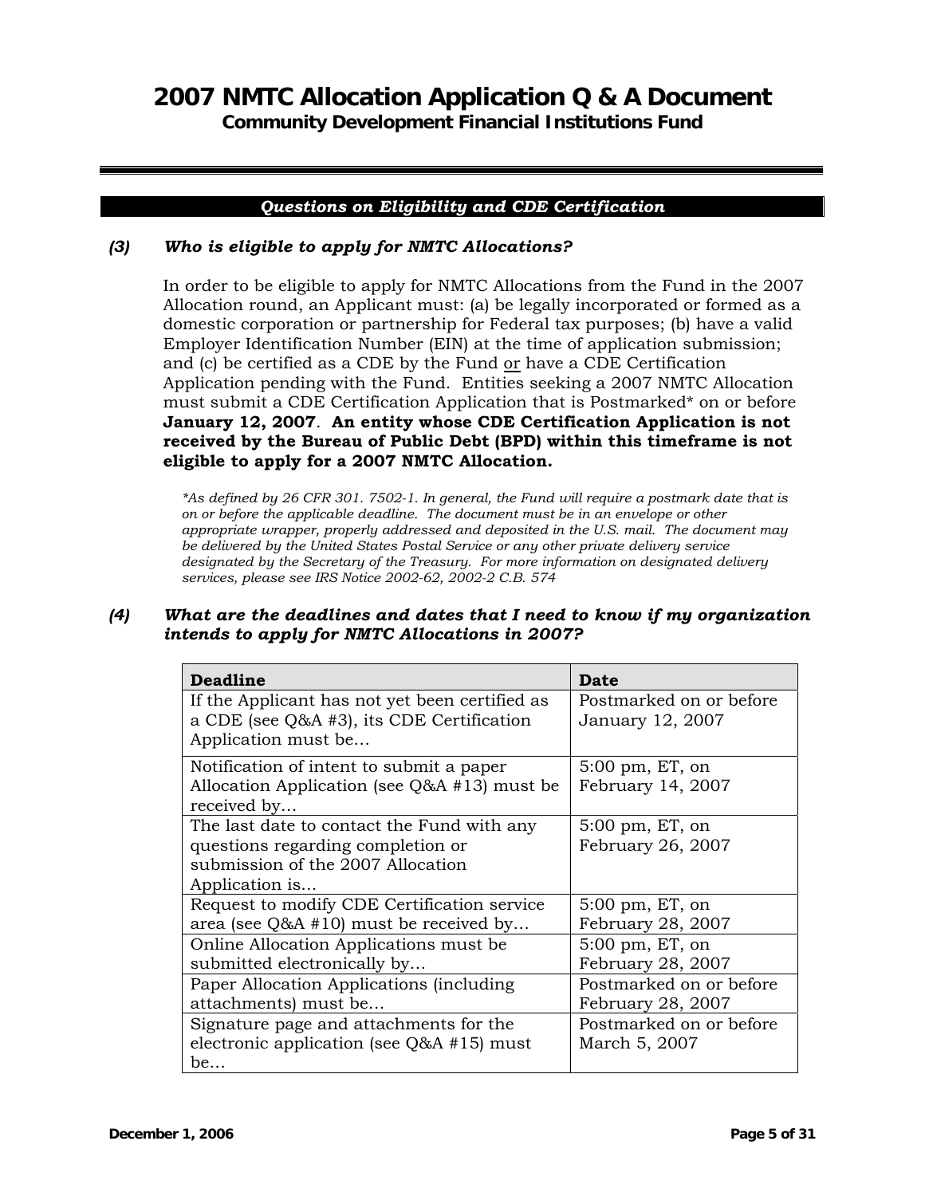## *Questions on Eligibility and CDE Certification*

### *(3) Who is eligible to apply for NMTC Allocations?*

In order to be eligible to apply for NMTC Allocations from the Fund in the 2007 Allocation round, an Applicant must: (a) be legally incorporated or formed as a domestic corporation or partnership for Federal tax purposes; (b) have a valid Employer Identification Number (EIN) at the time of application submission; and (c) be certified as a CDE by the Fund <u>or</u> have a CDE Certification Application pending with the Fund. Entities seeking a 2007 NMTC Allocation must submit a CDE Certification Application that is Postmarked* on or before **January 12, 2007**. **An entity whose CDE Certification Application is not received by the Bureau of Public Debt (BPD) within this timeframe is not eligible to apply for a 2007 NMTC Allocation.**

*\*As defined by 26 CFR 301. 7502-1. In general, the Fund will require a postmark date that is on or before the applicable deadline. The document must be in an envelope or other appropriate wrapper, properly addressed and deposited in the U.S. mail. The document may be delivered by the United States Postal Service or any other private delivery service designated by the Secretary of the Treasury. For more information on designated delivery services, please see IRS Notice 2002-62, 2002-2 C.B. 574*

### *(4) What are the deadlines and dates that I need to know if my organization intends to apply for NMTC Allocations in 2007?*

| Deadline | Date |
|---|---|
| If the Applicant has not yet been certified as a CDE (see Q&A #3), its CDE Certification Application must be… | Postmarked on or before January 12, 2007 |
| Notification of intent to submit a paper Allocation Application (see Q&A #13) must be received by… | 5:00 pm, ET, on February 14, 2007 |
| The last date to contact the Fund with any questions regarding completion or submission of the 2007 Allocation Application is… | 5:00 pm, ET, on February 26, 2007 |
| Request to modify CDE Certification service area (see Q&A #10) must be received by… | 5:00 pm, ET, on February 28, 2007 |
| Online Allocation Applications must be submitted electronically by… | 5:00 pm, ET, on February 28, 2007 |
| Paper Allocation Applications (including attachments) must be… | Postmarked on or before February 28, 2007 |
| Signature page and attachments for the electronic application (see Q&A #15) must be… | Postmarked on or before March 5, 2007 |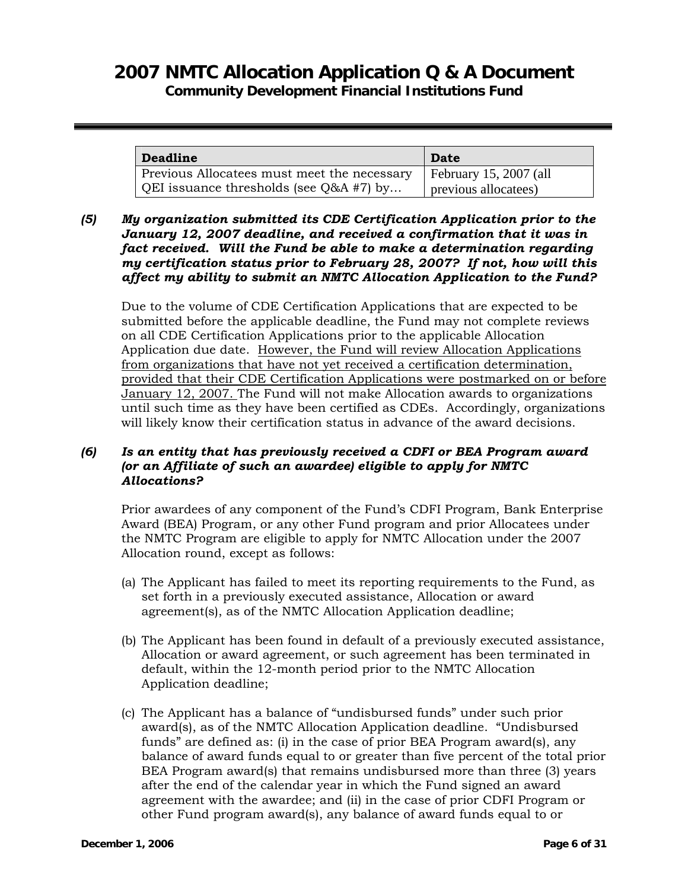| Deadline | Date |
| --- | --- |
| Previous Allocatees must meet the necessary QEI issuance thresholds (see Q&A #7) by… | February 15, 2007 (all previous allocatees) |

***(5) My organization submitted its CDE Certification Application prior to the January 12, 2007 deadline, and received a confirmation that it was in fact received. Will the Fund be able to make a determination regarding my certification status prior to February 28, 2007? If not, how will this affect my ability to submit an NMTC Allocation Application to the Fund?***

Due to the volume of CDE Certification Applications that are expected to be submitted before the applicable deadline, the Fund may not complete reviews on all CDE Certification Applications prior to the applicable Allocation Application due date. <u>However, the Fund will review Allocation Applications from organizations that have not yet received a certification determination, provided that their CDE Certification Applications were postmarked on or before January 12, 2007.</u> The Fund will not make Allocation awards to organizations until such time as they have been certified as CDEs. Accordingly, organizations will likely know their certification status in advance of the award decisions.

***(6) Is an entity that has previously received a CDFI or BEA Program award (or an Affiliate of such an awardee) eligible to apply for NMTC Allocations?***

Prior awardees of any component of the Fund's CDFI Program, Bank Enterprise Award (BEA) Program, or any other Fund program and prior Allocatees under the NMTC Program are eligible to apply for NMTC Allocation under the 2007 Allocation round, except as follows:

(a) The Applicant has failed to meet its reporting requirements to the Fund, as set forth in a previously executed assistance, Allocation or award agreement(s), as of the NMTC Allocation Application deadline;

(b) The Applicant has been found in default of a previously executed assistance, Allocation or award agreement, or such agreement has been terminated in default, within the 12-month period prior to the NMTC Allocation Application deadline;

(c) The Applicant has a balance of "undisbursed funds" under such prior award(s), as of the NMTC Allocation Application deadline. "Undisbursed funds" are defined as: (i) in the case of prior BEA Program award(s), any balance of award funds equal to or greater than five percent of the total prior BEA Program award(s) that remains undisbursed more than three (3) years after the end of the calendar year in which the Fund signed an award agreement with the awardee; and (ii) in the case of prior CDFI Program or other Fund program award(s), any balance of award funds equal to or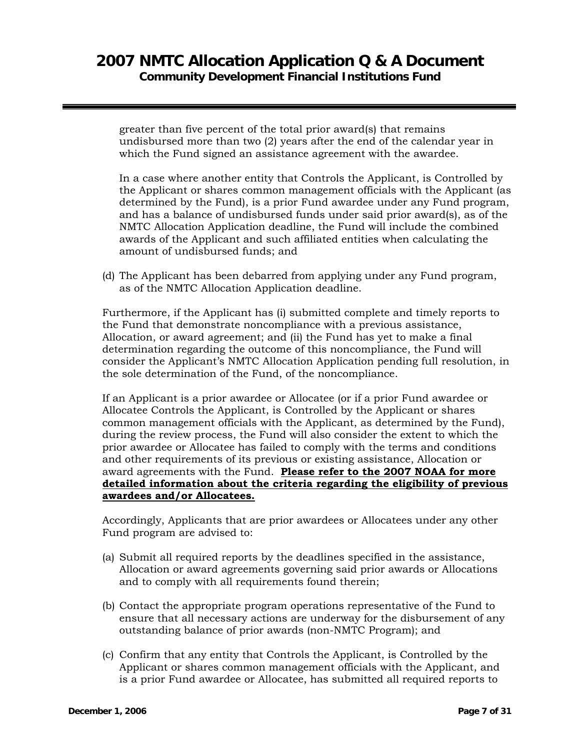greater than five percent of the total prior award(s) that remains undisbursed more than two (2) years after the end of the calendar year in which the Fund signed an assistance agreement with the awardee.

In a case where another entity that Controls the Applicant, is Controlled by the Applicant or shares common management officials with the Applicant (as determined by the Fund), is a prior Fund awardee under any Fund program, and has a balance of undisbursed funds under said prior award(s), as of the NMTC Allocation Application deadline, the Fund will include the combined awards of the Applicant and such affiliated entities when calculating the amount of undisbursed funds; and

(d) The Applicant has been debarred from applying under any Fund program, as of the NMTC Allocation Application deadline.

Furthermore, if the Applicant has (i) submitted complete and timely reports to the Fund that demonstrate noncompliance with a previous assistance, Allocation, or award agreement; and (ii) the Fund has yet to make a final determination regarding the outcome of this noncompliance, the Fund will consider the Applicant's NMTC Allocation Application pending full resolution, in the sole determination of the Fund, of the noncompliance.

If an Applicant is a prior awardee or Allocatee (or if a prior Fund awardee or Allocatee Controls the Applicant, is Controlled by the Applicant or shares common management officials with the Applicant, as determined by the Fund), during the review process, the Fund will also consider the extent to which the prior awardee or Allocatee has failed to comply with the terms and conditions and other requirements of its previous or existing assistance, Allocation or award agreements with the Fund. **Please refer to the 2007 NOAA for more detailed information about the criteria regarding the eligibility of previous awardees and/or Allocatees.**

Accordingly, Applicants that are prior awardees or Allocatees under any other Fund program are advised to:

(a) Submit all required reports by the deadlines specified in the assistance, Allocation or award agreements governing said prior awards or Allocations and to comply with all requirements found therein;

(b) Contact the appropriate program operations representative of the Fund to ensure that all necessary actions are underway for the disbursement of any outstanding balance of prior awards (non-NMTC Program); and

(c) Confirm that any entity that Controls the Applicant, is Controlled by the Applicant or shares common management officials with the Applicant, and is a prior Fund awardee or Allocatee, has submitted all required reports to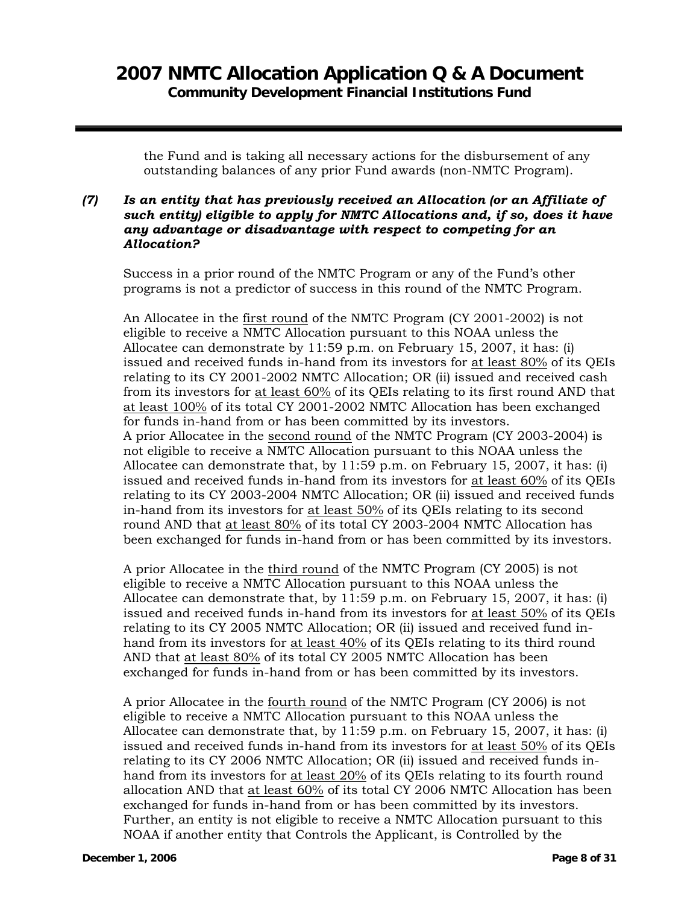the Fund and is taking all necessary actions for the disbursement of any outstanding balances of any prior Fund awards (non-NMTC Program).

***(7) Is an entity that has previously received an Allocation (or an Affiliate of such entity) eligible to apply for NMTC Allocations and, if so, does it have any advantage or disadvantage with respect to competing for an Allocation?***

Success in a prior round of the NMTC Program or any of the Fund's other programs is not a predictor of success in this round of the NMTC Program.

An Allocatee in the <u>first round</u> of the NMTC Program (CY 2001-2002) is not eligible to receive a NMTC Allocation pursuant to this NOAA unless the Allocatee can demonstrate by 11:59 p.m. on February 15, 2007, it has: (i) issued and received funds in-hand from its investors for <u>at least 80%</u> of its QEIs relating to its CY 2001-2002 NMTC Allocation; OR (ii) issued and received cash from its investors for <u>at least 60%</u> of its QEIs relating to its first round AND that <u>at least 100%</u> of its total CY 2001-2002 NMTC Allocation has been exchanged for funds in-hand from or has been committed by its investors.
A prior Allocatee in the <u>second round</u> of the NMTC Program (CY 2003-2004) is not eligible to receive a NMTC Allocation pursuant to this NOAA unless the Allocatee can demonstrate that, by 11:59 p.m. on February 15, 2007, it has: (i) issued and received funds in-hand from its investors for <u>at least 60%</u> of its QEIs relating to its CY 2003-2004 NMTC Allocation; OR (ii) issued and received funds in-hand from its investors for <u>at least 50%</u> of its QEIs relating to its second round AND that <u>at least 80%</u> of its total CY 2003-2004 NMTC Allocation has been exchanged for funds in-hand from or has been committed by its investors.

A prior Allocatee in the <u>third round</u> of the NMTC Program (CY 2005) is not eligible to receive a NMTC Allocation pursuant to this NOAA unless the Allocatee can demonstrate that, by 11:59 p.m. on February 15, 2007, it has: (i) issued and received funds in-hand from its investors for <u>at least 50%</u> of its QEIs relating to its CY 2005 NMTC Allocation; OR (ii) issued and received fund in-hand from its investors for <u>at least 40%</u> of its QEIs relating to its third round AND that <u>at least 80%</u> of its total CY 2005 NMTC Allocation has been exchanged for funds in-hand from or has been committed by its investors.

A prior Allocatee in the <u>fourth round</u> of the NMTC Program (CY 2006) is not eligible to receive a NMTC Allocation pursuant to this NOAA unless the Allocatee can demonstrate that, by 11:59 p.m. on February 15, 2007, it has: (i) issued and received funds in-hand from its investors for <u>at least 50%</u> of its QEIs relating to its CY 2006 NMTC Allocation; OR (ii) issued and received funds in-hand from its investors for <u>at least 20%</u> of its QEIs relating to its fourth round allocation AND that <u>at least 60%</u> of its total CY 2006 NMTC Allocation has been exchanged for funds in-hand from or has been committed by its investors. Further, an entity is not eligible to receive a NMTC Allocation pursuant to this NOAA if another entity that Controls the Applicant, is Controlled by the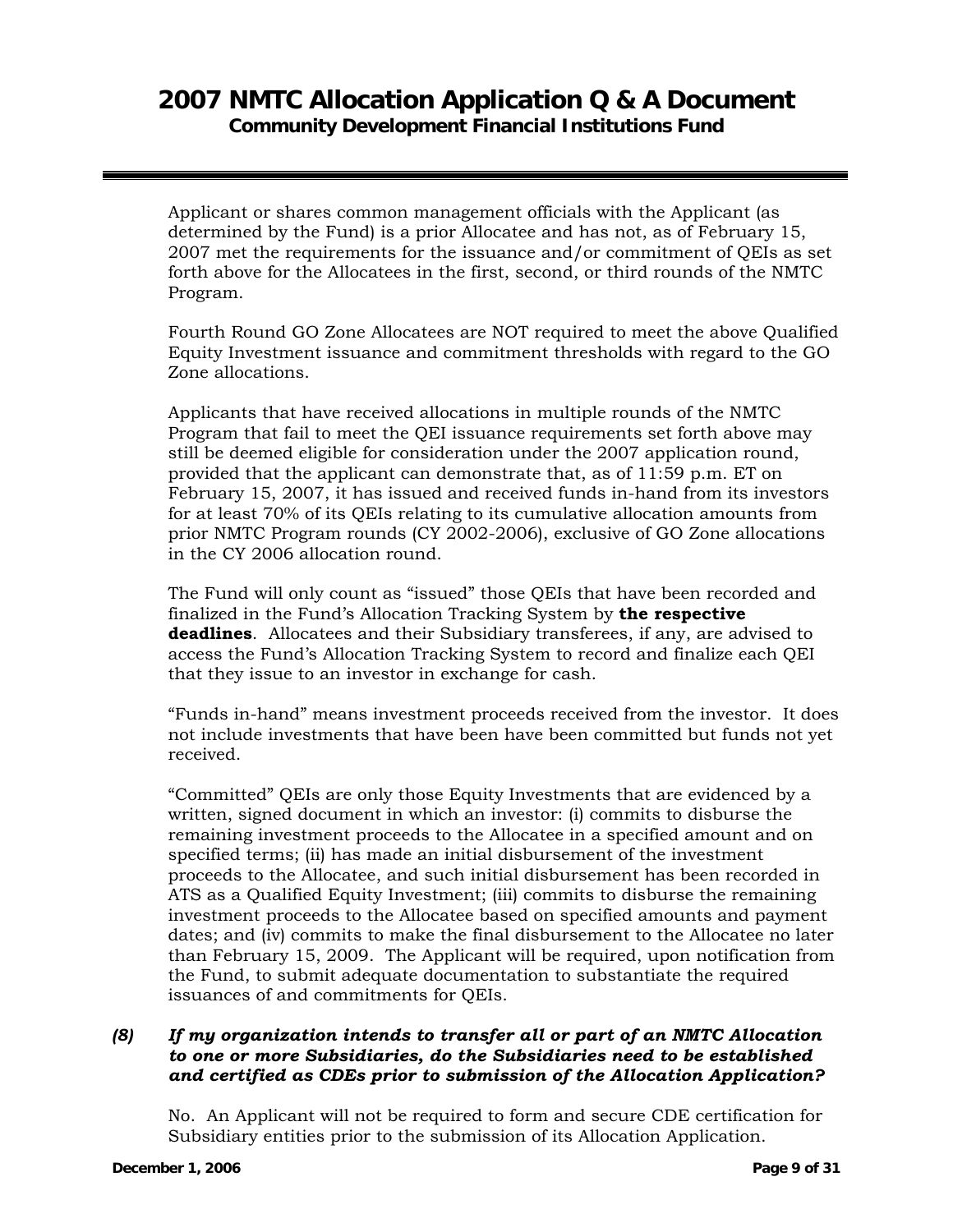Applicant or shares common management officials with the Applicant (as determined by the Fund) is a prior Allocatee and has not, as of February 15, 2007 met the requirements for the issuance and/or commitment of QEIs as set forth above for the Allocatees in the first, second, or third rounds of the NMTC Program.

Fourth Round GO Zone Allocatees are NOT required to meet the above Qualified Equity Investment issuance and commitment thresholds with regard to the GO Zone allocations.

Applicants that have received allocations in multiple rounds of the NMTC Program that fail to meet the QEI issuance requirements set forth above may still be deemed eligible for consideration under the 2007 application round, provided that the applicant can demonstrate that, as of 11:59 p.m. ET on February 15, 2007, it has issued and received funds in-hand from its investors for at least 70% of its QEIs relating to its cumulative allocation amounts from prior NMTC Program rounds (CY 2002-2006), exclusive of GO Zone allocations in the CY 2006 allocation round.

The Fund will only count as "issued" those QEIs that have been recorded and finalized in the Fund's Allocation Tracking System by **the respective deadlines**. Allocatees and their Subsidiary transferees, if any, are advised to access the Fund's Allocation Tracking System to record and finalize each QEI that they issue to an investor in exchange for cash.

"Funds in-hand" means investment proceeds received from the investor. It does not include investments that have been have been committed but funds not yet received.

"Committed" QEIs are only those Equity Investments that are evidenced by a written, signed document in which an investor: (i) commits to disburse the remaining investment proceeds to the Allocatee in a specified amount and on specified terms; (ii) has made an initial disbursement of the investment proceeds to the Allocatee, and such initial disbursement has been recorded in ATS as a Qualified Equity Investment; (iii) commits to disburse the remaining investment proceeds to the Allocatee based on specified amounts and payment dates; and (iv) commits to make the final disbursement to the Allocatee no later than February 15, 2009. The Applicant will be required, upon notification from the Fund, to submit adequate documentation to substantiate the required issuances of and commitments for QEIs.

***(8) If my organization intends to transfer all or part of an NMTC Allocation to one or more Subsidiaries, do the Subsidiaries need to be established and certified as CDEs prior to submission of the Allocation Application?***

No. An Applicant will not be required to form and secure CDE certification for Subsidiary entities prior to the submission of its Allocation Application.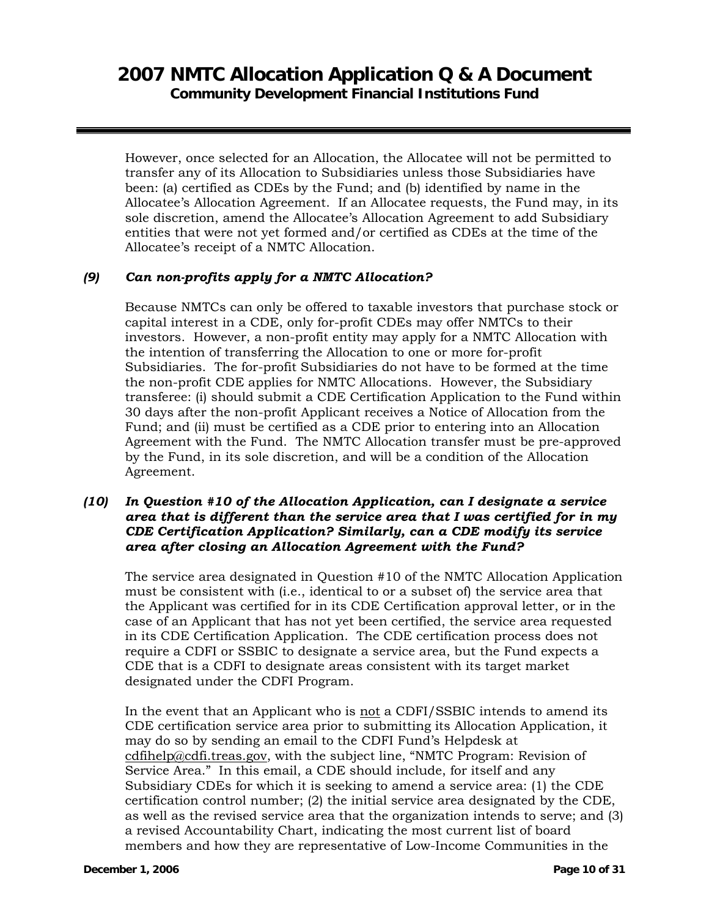However, once selected for an Allocation, the Allocatee will not be permitted to transfer any of its Allocation to Subsidiaries unless those Subsidiaries have been: (a) certified as CDEs by the Fund; and (b) identified by name in the Allocatee's Allocation Agreement. If an Allocatee requests, the Fund may, in its sole discretion, amend the Allocatee's Allocation Agreement to add Subsidiary entities that were not yet formed and/or certified as CDEs at the time of the Allocatee's receipt of a NMTC Allocation.

***(9) Can non-profits apply for a NMTC Allocation?***

Because NMTCs can only be offered to taxable investors that purchase stock or capital interest in a CDE, only for-profit CDEs may offer NMTCs to their investors. However, a non-profit entity may apply for a NMTC Allocation with the intention of transferring the Allocation to one or more for-profit Subsidiaries. The for-profit Subsidiaries do not have to be formed at the time the non-profit CDE applies for NMTC Allocations. However, the Subsidiary transferee: (i) should submit a CDE Certification Application to the Fund within 30 days after the non-profit Applicant receives a Notice of Allocation from the Fund; and (ii) must be certified as a CDE prior to entering into an Allocation Agreement with the Fund. The NMTC Allocation transfer must be pre-approved by the Fund, in its sole discretion, and will be a condition of the Allocation Agreement.

***(10) In Question #10 of the Allocation Application, can I designate a service area that is different than the service area that I was certified for in my CDE Certification Application? Similarly, can a CDE modify its service area after closing an Allocation Agreement with the Fund?***

The service area designated in Question #10 of the NMTC Allocation Application must be consistent with (i.e., identical to or a subset of) the service area that the Applicant was certified for in its CDE Certification approval letter, or in the case of an Applicant that has not yet been certified, the service area requested in its CDE Certification Application. The CDE certification process does not require a CDFI or SSBIC to designate a service area, but the Fund expects a CDE that is a CDFI to designate areas consistent with its target market designated under the CDFI Program.

In the event that an Applicant who is <u>not</u> a CDFI/SSBIC intends to amend its CDE certification service area prior to submitting its Allocation Application, it may do so by sending an email to the CDFI Fund's Helpdesk at <u>cdfihelp@cdfi.treas.gov</u>, with the subject line, "NMTC Program: Revision of Service Area." In this email, a CDE should include, for itself and any Subsidiary CDEs for which it is seeking to amend a service area: (1) the CDE certification control number; (2) the initial service area designated by the CDE, as well as the revised service area that the organization intends to serve; and (3) a revised Accountability Chart, indicating the most current list of board members and how they are representative of Low-Income Communities in the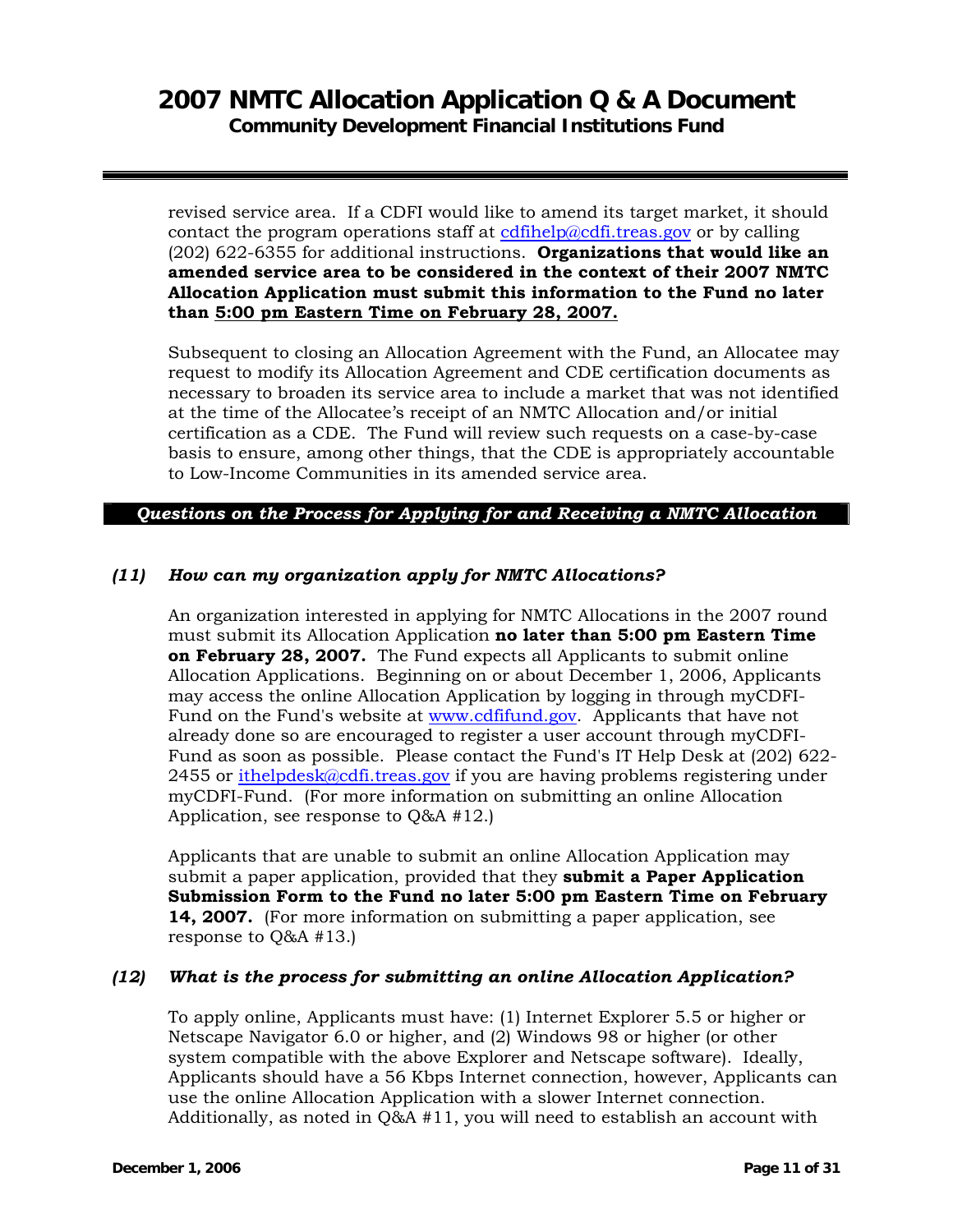revised service area. If a CDFI would like to amend its target market, it should contact the program operations staff at cdfihelp@cdfi.treas.gov or by calling (202) 622-6355 for additional instructions. **Organizations that would like an amended service area to be considered in the context of their 2007 NMTC Allocation Application must submit this information to the Fund no later than 5:00 pm Eastern Time on February 28, 2007.**

Subsequent to closing an Allocation Agreement with the Fund, an Allocatee may request to modify its Allocation Agreement and CDE certification documents as necessary to broaden its service area to include a market that was not identified at the time of the Allocatee's receipt of an NMTC Allocation and/or initial certification as a CDE. The Fund will review such requests on a case-by-case basis to ensure, among other things, that the CDE is appropriately accountable to Low-Income Communities in its amended service area.

## *Questions on the Process for Applying for and Receiving a NMTC Allocation*

### *(11) How can my organization apply for NMTC Allocations?*

An organization interested in applying for NMTC Allocations in the 2007 round must submit its Allocation Application **no later than 5:00 pm Eastern Time on February 28, 2007.** The Fund expects all Applicants to submit online Allocation Applications. Beginning on or about December 1, 2006, Applicants may access the online Allocation Application by logging in through myCDFI-Fund on the Fund's website at www.cdfifund.gov. Applicants that have not already done so are encouraged to register a user account through myCDFI-Fund as soon as possible. Please contact the Fund's IT Help Desk at (202) 622-2455 or ithelpdesk@cdfi.treas.gov if you are having problems registering under myCDFI-Fund. (For more information on submitting an online Allocation Application, see response to Q&A #12.)

Applicants that are unable to submit an online Allocation Application may submit a paper application, provided that they **submit a Paper Application Submission Form to the Fund no later 5:00 pm Eastern Time on February 14, 2007.** (For more information on submitting a paper application, see response to Q&A #13.)

### *(12) What is the process for submitting an online Allocation Application?*

To apply online, Applicants must have: (1) Internet Explorer 5.5 or higher or Netscape Navigator 6.0 or higher, and (2) Windows 98 or higher (or other system compatible with the above Explorer and Netscape software). Ideally, Applicants should have a 56 Kbps Internet connection, however, Applicants can use the online Allocation Application with a slower Internet connection. Additionally, as noted in Q&A #11, you will need to establish an account with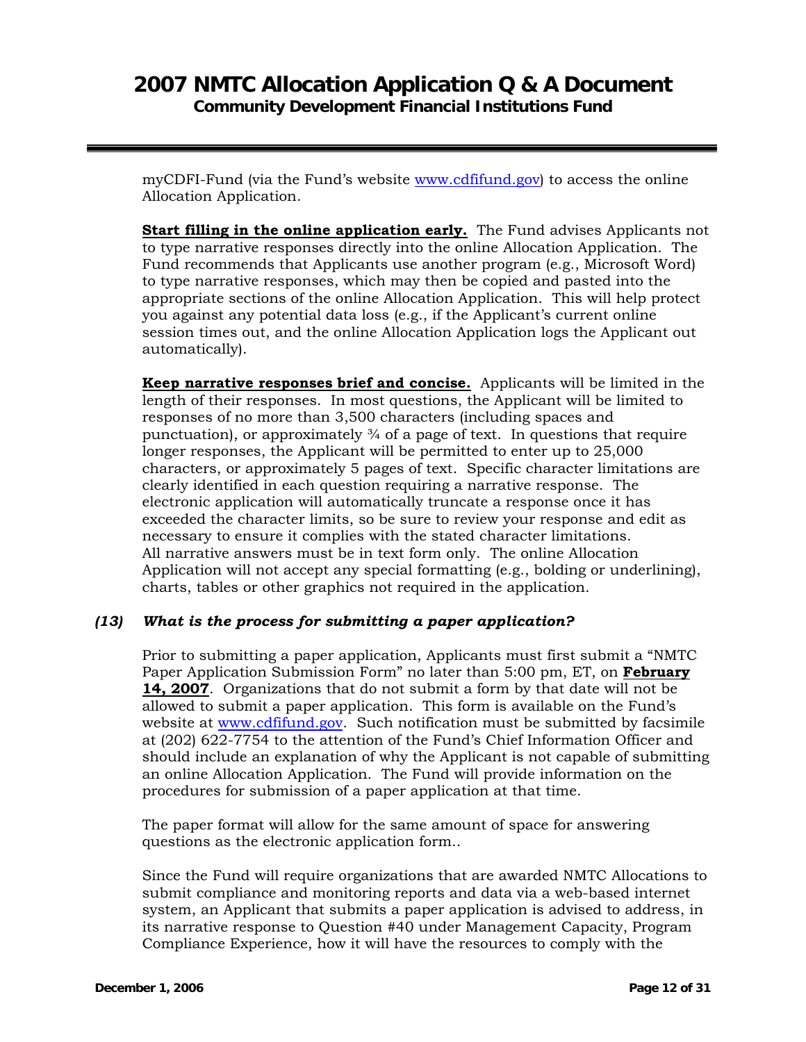myCDFI-Fund (via the Fund's website www.cdfifund.gov) to access the online Allocation Application.

**Start filling in the online application early.** The Fund advises Applicants not to type narrative responses directly into the online Allocation Application. The Fund recommends that Applicants use another program (e.g., Microsoft Word) to type narrative responses, which may then be copied and pasted into the appropriate sections of the online Allocation Application. This will help protect you against any potential data loss (e.g., if the Applicant's current online session times out, and the online Allocation Application logs the Applicant out automatically).

**Keep narrative responses brief and concise.** Applicants will be limited in the length of their responses. In most questions, the Applicant will be limited to responses of no more than 3,500 characters (including spaces and punctuation), or approximately ¾ of a page of text. In questions that require longer responses, the Applicant will be permitted to enter up to 25,000 characters, or approximately 5 pages of text. Specific character limitations are clearly identified in each question requiring a narrative response. The electronic application will automatically truncate a response once it has exceeded the character limits, so be sure to review your response and edit as necessary to ensure it complies with the stated character limitations. All narrative answers must be in text form only. The online Allocation Application will not accept any special formatting (e.g., bolding or underlining), charts, tables or other graphics not required in the application.

***(13) What is the process for submitting a paper application?***

Prior to submitting a paper application, Applicants must first submit a "NMTC Paper Application Submission Form" no later than 5:00 pm, ET, on **February 14, 2007**. Organizations that do not submit a form by that date will not be allowed to submit a paper application. This form is available on the Fund's website at www.cdfifund.gov. Such notification must be submitted by facsimile at (202) 622-7754 to the attention of the Fund's Chief Information Officer and should include an explanation of why the Applicant is not capable of submitting an online Allocation Application. The Fund will provide information on the procedures for submission of a paper application at that time.

The paper format will allow for the same amount of space for answering questions as the electronic application form..

Since the Fund will require organizations that are awarded NMTC Allocations to submit compliance and monitoring reports and data via a web-based internet system, an Applicant that submits a paper application is advised to address, in its narrative response to Question #40 under Management Capacity, Program Compliance Experience, how it will have the resources to comply with the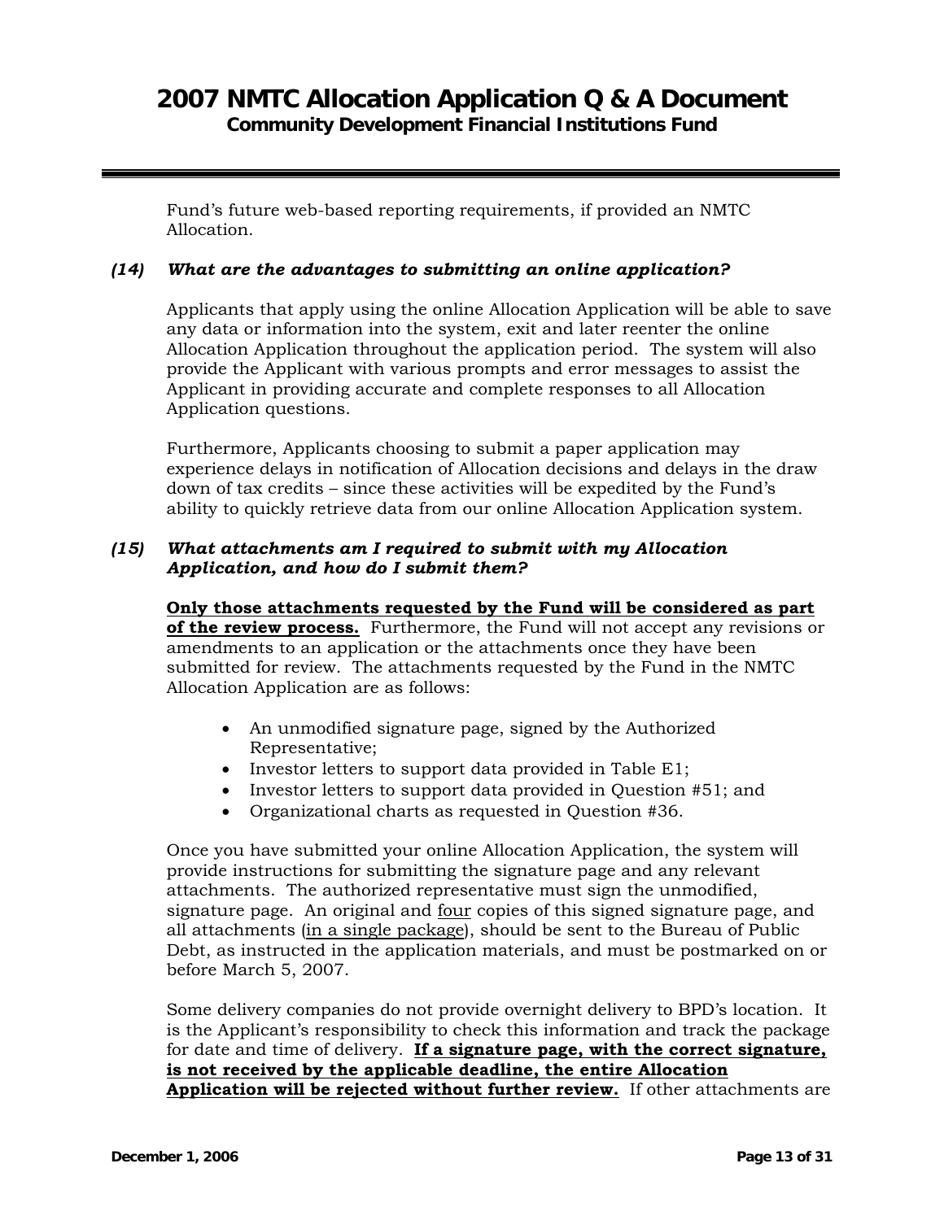Fund's future web-based reporting requirements, if provided an NMTC Allocation.

### *(14) What are the advantages to submitting an online application?*

Applicants that apply using the online Allocation Application will be able to save any data or information into the system, exit and later reenter the online Allocation Application throughout the application period. The system will also provide the Applicant with various prompts and error messages to assist the Applicant in providing accurate and complete responses to all Allocation Application questions.

Furthermore, Applicants choosing to submit a paper application may experience delays in notification of Allocation decisions and delays in the draw down of tax credits – since these activities will be expedited by the Fund's ability to quickly retrieve data from our online Allocation Application system.

### *(15) What attachments am I required to submit with my Allocation Application, and how do I submit them?*

**Only those attachments requested by the Fund will be considered as part of the review process.** Furthermore, the Fund will not accept any revisions or amendments to an application or the attachments once they have been submitted for review. The attachments requested by the Fund in the NMTC Allocation Application are as follows:

- An unmodified signature page, signed by the Authorized Representative;
- Investor letters to support data provided in Table E1;
- Investor letters to support data provided in Question #51; and
- Organizational charts as requested in Question #36.

Once you have submitted your online Allocation Application, the system will provide instructions for submitting the signature page and any relevant attachments. The authorized representative must sign the unmodified, signature page. An original and four copies of this signed signature page, and all attachments (in a single package), should be sent to the Bureau of Public Debt, as instructed in the application materials, and must be postmarked on or before March 5, 2007.

Some delivery companies do not provide overnight delivery to BPD's location. It is the Applicant's responsibility to check this information and track the package for date and time of delivery. **If a signature page, with the correct signature, is not received by the applicable deadline, the entire Allocation Application will be rejected without further review.** If other attachments are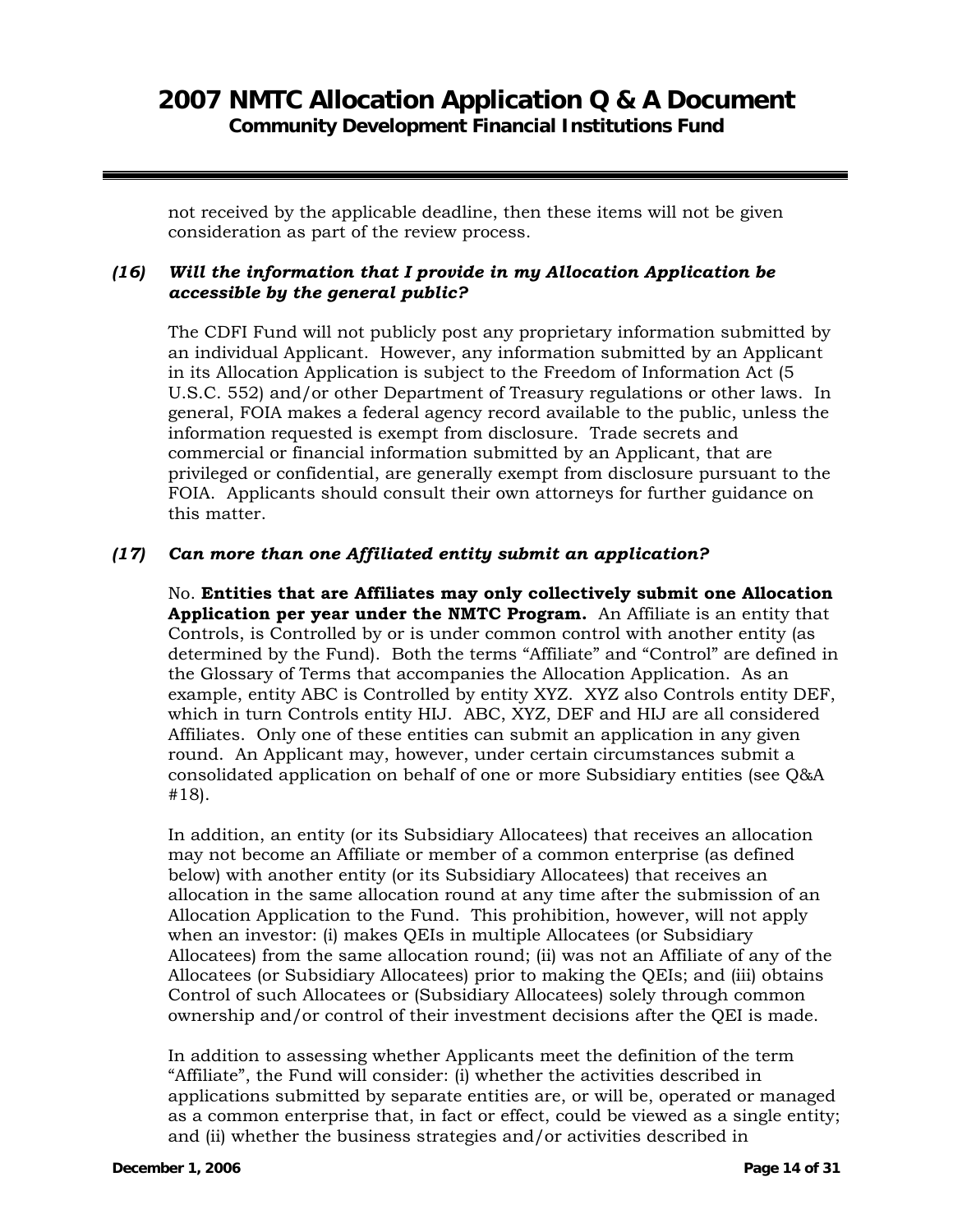not received by the applicable deadline, then these items will not be given consideration as part of the review process.

### *(16) Will the information that I provide in my Allocation Application be accessible by the general public?*

The CDFI Fund will not publicly post any proprietary information submitted by an individual Applicant. However, any information submitted by an Applicant in its Allocation Application is subject to the Freedom of Information Act (5 U.S.C. 552) and/or other Department of Treasury regulations or other laws. In general, FOIA makes a federal agency record available to the public, unless the information requested is exempt from disclosure. Trade secrets and commercial or financial information submitted by an Applicant, that are privileged or confidential, are generally exempt from disclosure pursuant to the FOIA. Applicants should consult their own attorneys for further guidance on this matter.

### *(17) Can more than one Affiliated entity submit an application?*

No. **Entities that are Affiliates may only collectively submit one Allocation Application per year under the NMTC Program.** An Affiliate is an entity that Controls, is Controlled by or is under common control with another entity (as determined by the Fund). Both the terms "Affiliate" and "Control" are defined in the Glossary of Terms that accompanies the Allocation Application. As an example, entity ABC is Controlled by entity XYZ. XYZ also Controls entity DEF, which in turn Controls entity HIJ. ABC, XYZ, DEF and HIJ are all considered Affiliates. Only one of these entities can submit an application in any given round. An Applicant may, however, under certain circumstances submit a consolidated application on behalf of one or more Subsidiary entities (see Q&A #18).

In addition, an entity (or its Subsidiary Allocatees) that receives an allocation may not become an Affiliate or member of a common enterprise (as defined below) with another entity (or its Subsidiary Allocatees) that receives an allocation in the same allocation round at any time after the submission of an Allocation Application to the Fund. This prohibition, however, will not apply when an investor: (i) makes QEIs in multiple Allocatees (or Subsidiary Allocatees) from the same allocation round; (ii) was not an Affiliate of any of the Allocatees (or Subsidiary Allocatees) prior to making the QEIs; and (iii) obtains Control of such Allocatees or (Subsidiary Allocatees) solely through common ownership and/or control of their investment decisions after the QEI is made.

In addition to assessing whether Applicants meet the definition of the term "Affiliate", the Fund will consider: (i) whether the activities described in applications submitted by separate entities are, or will be, operated or managed as a common enterprise that, in fact or effect, could be viewed as a single entity; and (ii) whether the business strategies and/or activities described in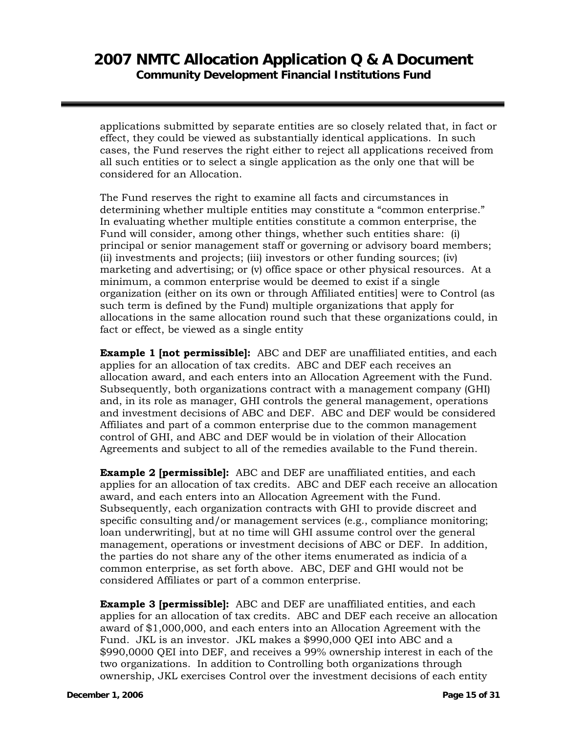applications submitted by separate entities are so closely related that, in fact or effect, they could be viewed as substantially identical applications. In such cases, the Fund reserves the right either to reject all applications received from all such entities or to select a single application as the only one that will be considered for an Allocation.

The Fund reserves the right to examine all facts and circumstances in determining whether multiple entities may constitute a "common enterprise." In evaluating whether multiple entities constitute a common enterprise, the Fund will consider, among other things, whether such entities share: (i) principal or senior management staff or governing or advisory board members; (ii) investments and projects; (iii) investors or other funding sources; (iv) marketing and advertising; or (v) office space or other physical resources. At a minimum, a common enterprise would be deemed to exist if a single organization (either on its own or through Affiliated entities] were to Control (as such term is defined by the Fund) multiple organizations that apply for allocations in the same allocation round such that these organizations could, in fact or effect, be viewed as a single entity

**Example 1 [not permissible]:** ABC and DEF are unaffiliated entities, and each applies for an allocation of tax credits. ABC and DEF each receives an allocation award, and each enters into an Allocation Agreement with the Fund. Subsequently, both organizations contract with a management company (GHI) and, in its role as manager, GHI controls the general management, operations and investment decisions of ABC and DEF. ABC and DEF would be considered Affiliates and part of a common enterprise due to the common management control of GHI, and ABC and DEF would be in violation of their Allocation Agreements and subject to all of the remedies available to the Fund therein.

**Example 2 [permissible]:** ABC and DEF are unaffiliated entities, and each applies for an allocation of tax credits. ABC and DEF each receive an allocation award, and each enters into an Allocation Agreement with the Fund. Subsequently, each organization contracts with GHI to provide discreet and specific consulting and/or management services (e.g., compliance monitoring; loan underwriting], but at no time will GHI assume control over the general management, operations or investment decisions of ABC or DEF. In addition, the parties do not share any of the other items enumerated as indicia of a common enterprise, as set forth above. ABC, DEF and GHI would not be considered Affiliates or part of a common enterprise.

**Example 3 [permissible]:** ABC and DEF are unaffiliated entities, and each applies for an allocation of tax credits. ABC and DEF each receive an allocation award of $1,000,000, and each enters into an Allocation Agreement with the Fund. JKL is an investor. JKL makes a $990,000 QEI into ABC and a $990,0000 QEI into DEF, and receives a 99% ownership interest in each of the two organizations. In addition to Controlling both organizations through ownership, JKL exercises Control over the investment decisions of each entity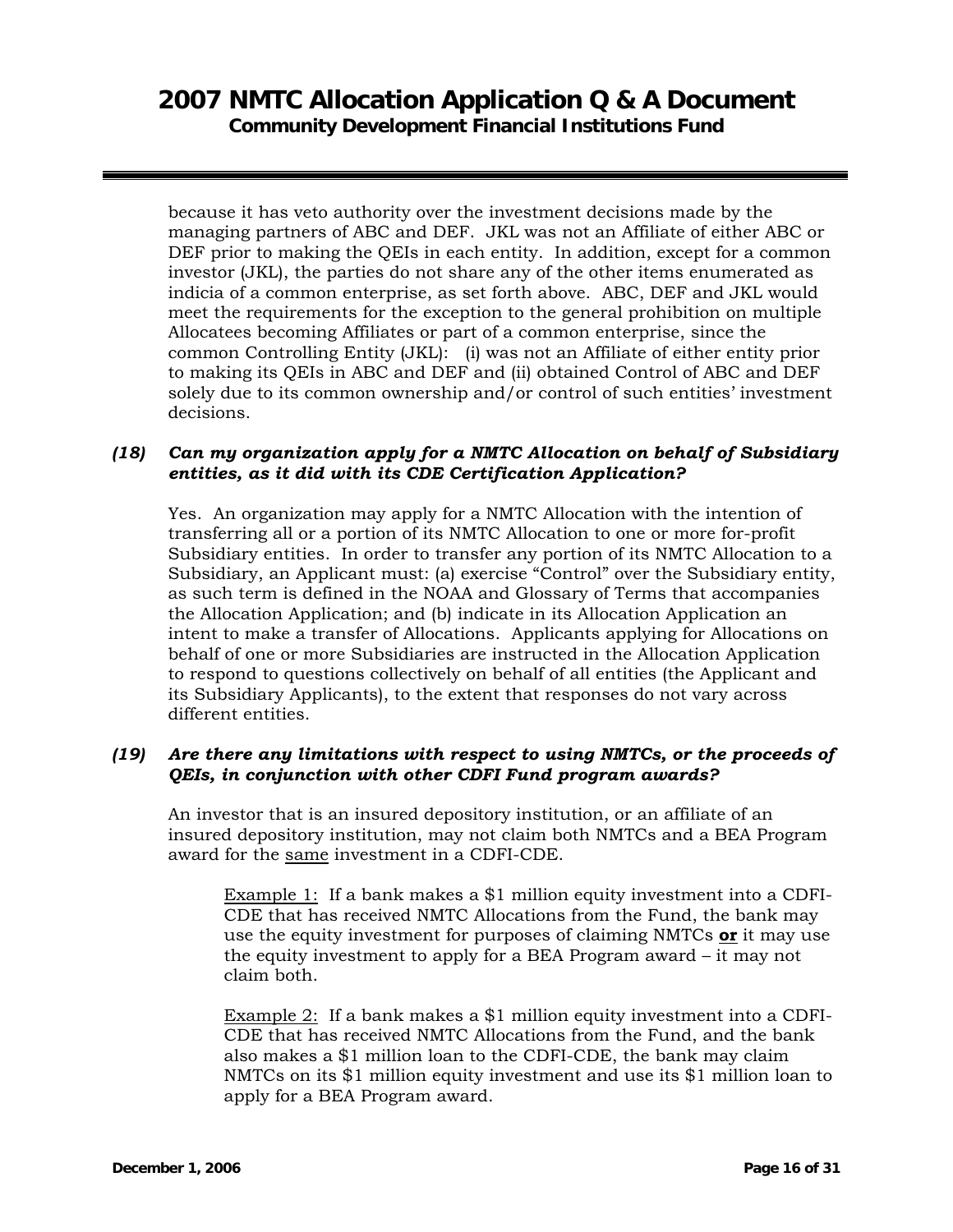because it has veto authority over the investment decisions made by the managing partners of ABC and DEF. JKL was not an Affiliate of either ABC or DEF prior to making the QEIs in each entity. In addition, except for a common investor (JKL), the parties do not share any of the other items enumerated as indicia of a common enterprise, as set forth above. ABC, DEF and JKL would meet the requirements for the exception to the general prohibition on multiple Allocatees becoming Affiliates or part of a common enterprise, since the common Controlling Entity (JKL): (i) was not an Affiliate of either entity prior to making its QEIs in ABC and DEF and (ii) obtained Control of ABC and DEF solely due to its common ownership and/or control of such entities' investment decisions.

***(18) Can my organization apply for a NMTC Allocation on behalf of Subsidiary entities, as it did with its CDE Certification Application?***

Yes. An organization may apply for a NMTC Allocation with the intention of transferring all or a portion of its NMTC Allocation to one or more for-profit Subsidiary entities. In order to transfer any portion of its NMTC Allocation to a Subsidiary, an Applicant must: (a) exercise "Control" over the Subsidiary entity, as such term is defined in the NOAA and Glossary of Terms that accompanies the Allocation Application; and (b) indicate in its Allocation Application an intent to make a transfer of Allocations. Applicants applying for Allocations on behalf of one or more Subsidiaries are instructed in the Allocation Application to respond to questions collectively on behalf of all entities (the Applicant and its Subsidiary Applicants), to the extent that responses do not vary across different entities.

***(19) Are there any limitations with respect to using NMTCs, or the proceeds of QEIs, in conjunction with other CDFI Fund program awards?***

An investor that is an insured depository institution, or an affiliate of an insured depository institution, may not claim both NMTCs and a BEA Program award for the same investment in a CDFI-CDE.

> Example 1: If a bank makes a $1 million equity investment into a CDFI-CDE that has received NMTC Allocations from the Fund, the bank may use the equity investment for purposes of claiming NMTCs **or** it may use the equity investment to apply for a BEA Program award – it may not claim both.
>
> Example 2: If a bank makes a $1 million equity investment into a CDFI-CDE that has received NMTC Allocations from the Fund, and the bank also makes a $1 million loan to the CDFI-CDE, the bank may claim NMTCs on its $1 million equity investment and use its $1 million loan to apply for a BEA Program award.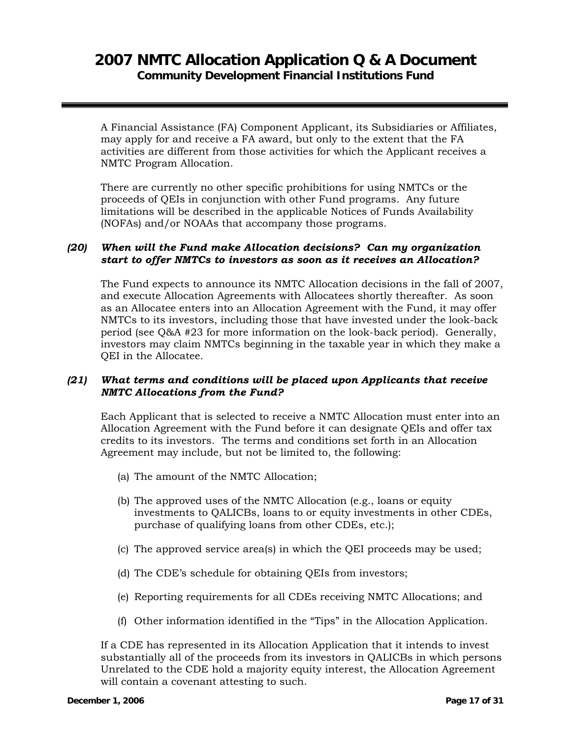A Financial Assistance (FA) Component Applicant, its Subsidiaries or Affiliates, may apply for and receive a FA award, but only to the extent that the FA activities are different from those activities for which the Applicant receives a NMTC Program Allocation.

There are currently no other specific prohibitions for using NMTCs or the proceeds of QEIs in conjunction with other Fund programs. Any future limitations will be described in the applicable Notices of Funds Availability (NOFAs) and/or NOAAs that accompany those programs.

### *(20) When will the Fund make Allocation decisions? Can my organization start to offer NMTCs to investors as soon as it receives an Allocation?*

The Fund expects to announce its NMTC Allocation decisions in the fall of 2007, and execute Allocation Agreements with Allocatees shortly thereafter. As soon as an Allocatee enters into an Allocation Agreement with the Fund, it may offer NMTCs to its investors, including those that have invested under the look-back period (see Q&A #23 for more information on the look-back period). Generally, investors may claim NMTCs beginning in the taxable year in which they make a QEI in the Allocatee.

### *(21) What terms and conditions will be placed upon Applicants that receive NMTC Allocations from the Fund?*

Each Applicant that is selected to receive a NMTC Allocation must enter into an Allocation Agreement with the Fund before it can designate QEIs and offer tax credits to its investors. The terms and conditions set forth in an Allocation Agreement may include, but not be limited to, the following:

(a) The amount of the NMTC Allocation;

(b) The approved uses of the NMTC Allocation (e.g., loans or equity investments to QALICBs, loans to or equity investments in other CDEs, purchase of qualifying loans from other CDEs, etc.);

(c) The approved service area(s) in which the QEI proceeds may be used;

(d) The CDE's schedule for obtaining QEIs from investors;

(e) Reporting requirements for all CDEs receiving NMTC Allocations; and

(f) Other information identified in the "Tips" in the Allocation Application.

If a CDE has represented in its Allocation Application that it intends to invest substantially all of the proceeds from its investors in QALICBs in which persons Unrelated to the CDE hold a majority equity interest, the Allocation Agreement will contain a covenant attesting to such.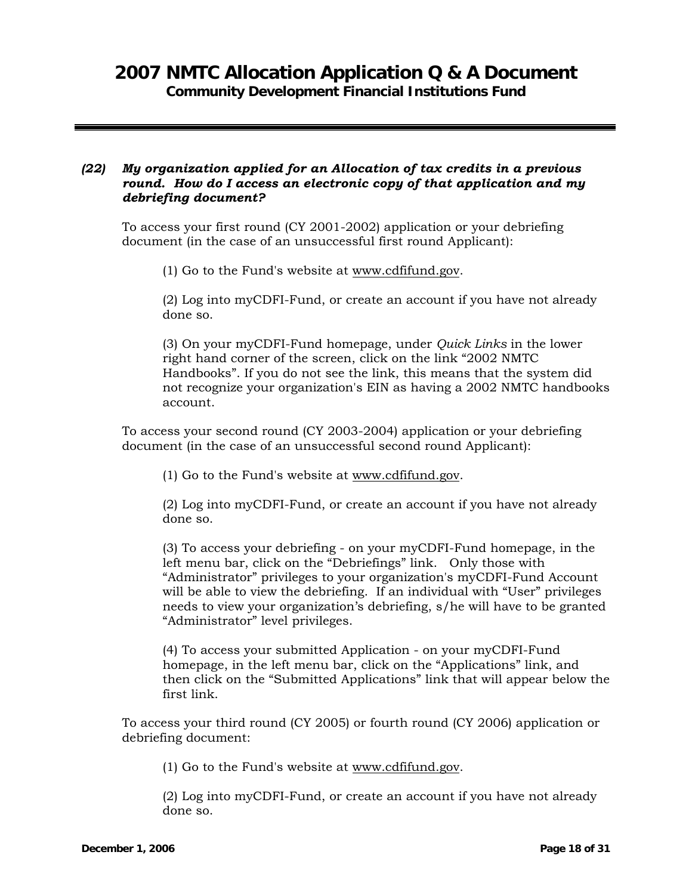***(22) My organization applied for an Allocation of tax credits in a previous round. How do I access an electronic copy of that application and my debriefing document?***

To access your first round (CY 2001-2002) application or your debriefing document (in the case of an unsuccessful first round Applicant):

(1) Go to the Fund's website at www.cdfifund.gov.

(2) Log into myCDFI-Fund, or create an account if you have not already done so.

(3) On your myCDFI-Fund homepage, under *Quick Links* in the lower right hand corner of the screen, click on the link "2002 NMTC Handbooks". If you do not see the link, this means that the system did not recognize your organization's EIN as having a 2002 NMTC handbooks account.

To access your second round (CY 2003-2004) application or your debriefing document (in the case of an unsuccessful second round Applicant):

(1) Go to the Fund's website at www.cdfifund.gov.

(2) Log into myCDFI-Fund, or create an account if you have not already done so.

(3) To access your debriefing - on your myCDFI-Fund homepage, in the left menu bar, click on the "Debriefings" link. Only those with "Administrator" privileges to your organization's myCDFI-Fund Account will be able to view the debriefing. If an individual with "User" privileges needs to view your organization's debriefing, s/he will have to be granted "Administrator" level privileges.

(4) To access your submitted Application - on your myCDFI-Fund homepage, in the left menu bar, click on the "Applications" link, and then click on the "Submitted Applications" link that will appear below the first link.

To access your third round (CY 2005) or fourth round (CY 2006) application or debriefing document:

(1) Go to the Fund's website at www.cdfifund.gov.

(2) Log into myCDFI-Fund, or create an account if you have not already done so.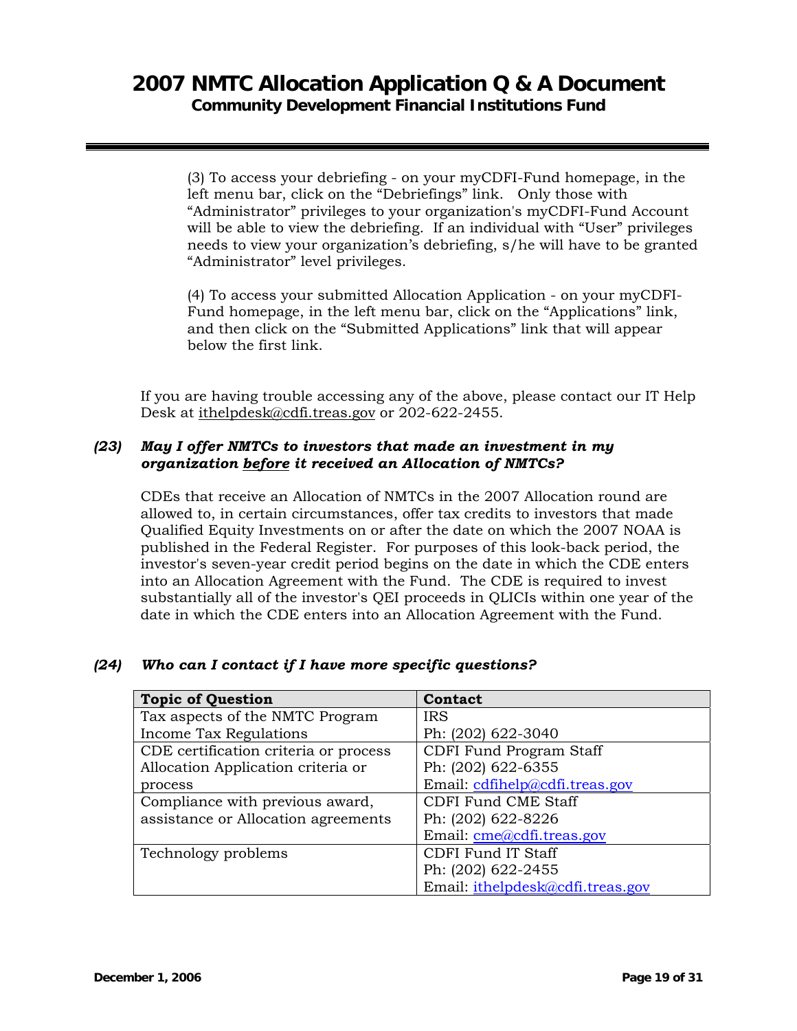(3) To access your debriefing - on your myCDFI-Fund homepage, in the left menu bar, click on the "Debriefings" link. Only those with "Administrator" privileges to your organization's myCDFI-Fund Account will be able to view the debriefing. If an individual with "User" privileges needs to view your organization's debriefing, s/he will have to be granted "Administrator" level privileges.

(4) To access your submitted Allocation Application - on your myCDFI-Fund homepage, in the left menu bar, click on the "Applications" link, and then click on the "Submitted Applications" link that will appear below the first link.

If you are having trouble accessing any of the above, please contact our IT Help Desk at ithelpdesk@cdfi.treas.gov or 202-622-2455.

### *(23) May I offer NMTCs to investors that made an investment in my organization __before__ it received an Allocation of NMTCs?*

CDEs that receive an Allocation of NMTCs in the 2007 Allocation round are allowed to, in certain circumstances, offer tax credits to investors that made Qualified Equity Investments on or after the date on which the 2007 NOAA is published in the Federal Register. For purposes of this look-back period, the investor's seven-year credit period begins on the date in which the CDE enters into an Allocation Agreement with the Fund. The CDE is required to invest substantially all of the investor's QEI proceeds in QLICIs within one year of the date in which the CDE enters into an Allocation Agreement with the Fund.

### *(24) Who can I contact if I have more specific questions?*

| Topic of Question | Contact |
|---|---|
| Tax aspects of the NMTC Program<br>Income Tax Regulations | IRS<br>Ph: (202) 622-3040 |
| CDE certification criteria or process<br>Allocation Application criteria or process | CDFI Fund Program Staff<br>Ph: (202) 622-6355<br>Email: cdfihelp@cdfi.treas.gov |
| Compliance with previous award, assistance or Allocation agreements | CDFI Fund CME Staff<br>Ph: (202) 622-8226<br>Email: cme@cdfi.treas.gov |
| Technology problems | CDFI Fund IT Staff<br>Ph: (202) 622-2455<br>Email: ithelpdesk@cdfi.treas.gov |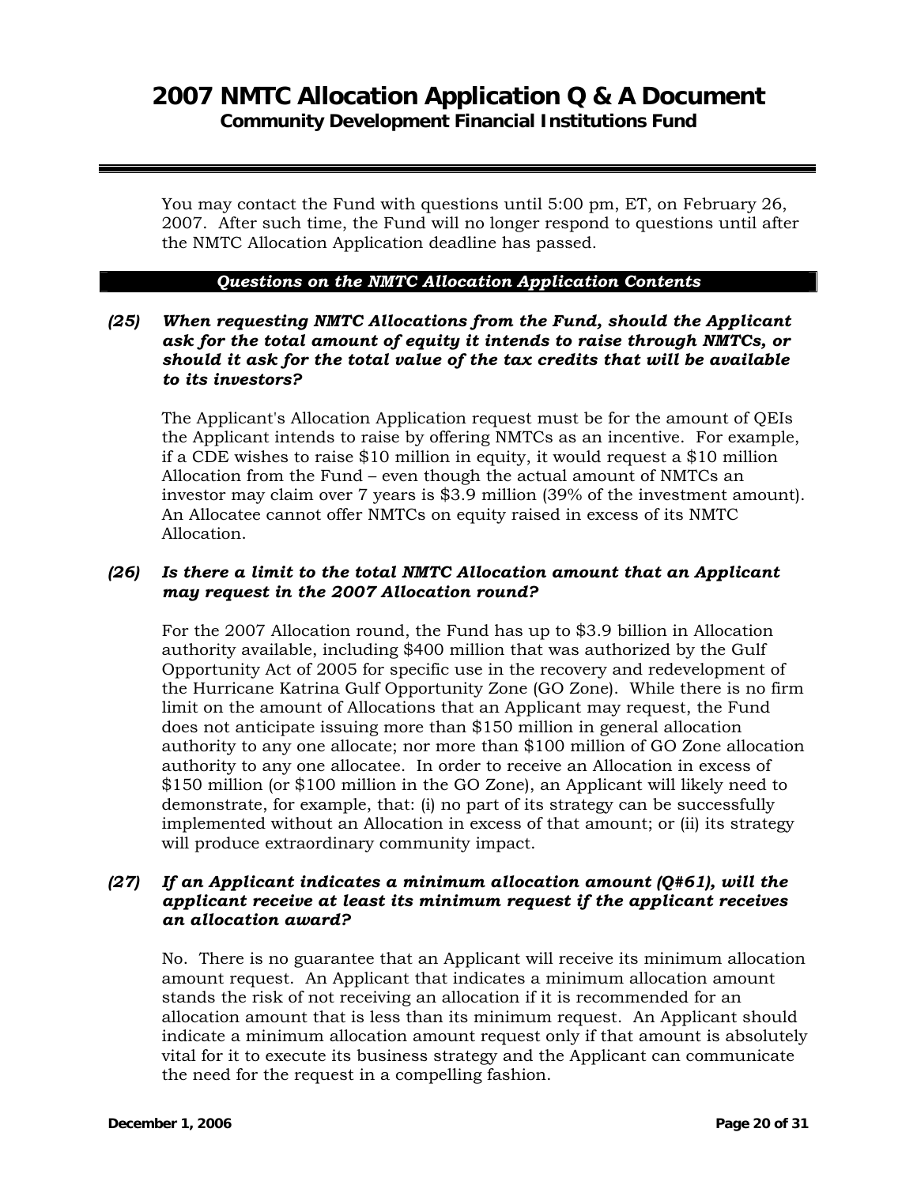You may contact the Fund with questions until 5:00 pm, ET, on February 26, 2007. After such time, the Fund will no longer respond to questions until after the NMTC Allocation Application deadline has passed.

### *Questions on the NMTC Allocation Application Contents*

***(25) When requesting NMTC Allocations from the Fund, should the Applicant ask for the total amount of equity it intends to raise through NMTCs, or should it ask for the total value of the tax credits that will be available to its investors?***

The Applicant's Allocation Application request must be for the amount of QEIs the Applicant intends to raise by offering NMTCs as an incentive. For example, if a CDE wishes to raise $10 million in equity, it would request a $10 million Allocation from the Fund – even though the actual amount of NMTCs an investor may claim over 7 years is $3.9 million (39% of the investment amount). An Allocatee cannot offer NMTCs on equity raised in excess of its NMTC Allocation.

***(26) Is there a limit to the total NMTC Allocation amount that an Applicant may request in the 2007 Allocation round?***

For the 2007 Allocation round, the Fund has up to $3.9 billion in Allocation authority available, including $400 million that was authorized by the Gulf Opportunity Act of 2005 for specific use in the recovery and redevelopment of the Hurricane Katrina Gulf Opportunity Zone (GO Zone). While there is no firm limit on the amount of Allocations that an Applicant may request, the Fund does not anticipate issuing more than $150 million in general allocation authority to any one allocate; nor more than $100 million of GO Zone allocation authority to any one allocatee. In order to receive an Allocation in excess of $150 million (or $100 million in the GO Zone), an Applicant will likely need to demonstrate, for example, that: (i) no part of its strategy can be successfully implemented without an Allocation in excess of that amount; or (ii) its strategy will produce extraordinary community impact.

***(27) If an Applicant indicates a minimum allocation amount (Q#61), will the applicant receive at least its minimum request if the applicant receives an allocation award?***

No. There is no guarantee that an Applicant will receive its minimum allocation amount request. An Applicant that indicates a minimum allocation amount stands the risk of not receiving an allocation if it is recommended for an allocation amount that is less than its minimum request. An Applicant should indicate a minimum allocation amount request only if that amount is absolutely vital for it to execute its business strategy and the Applicant can communicate the need for the request in a compelling fashion.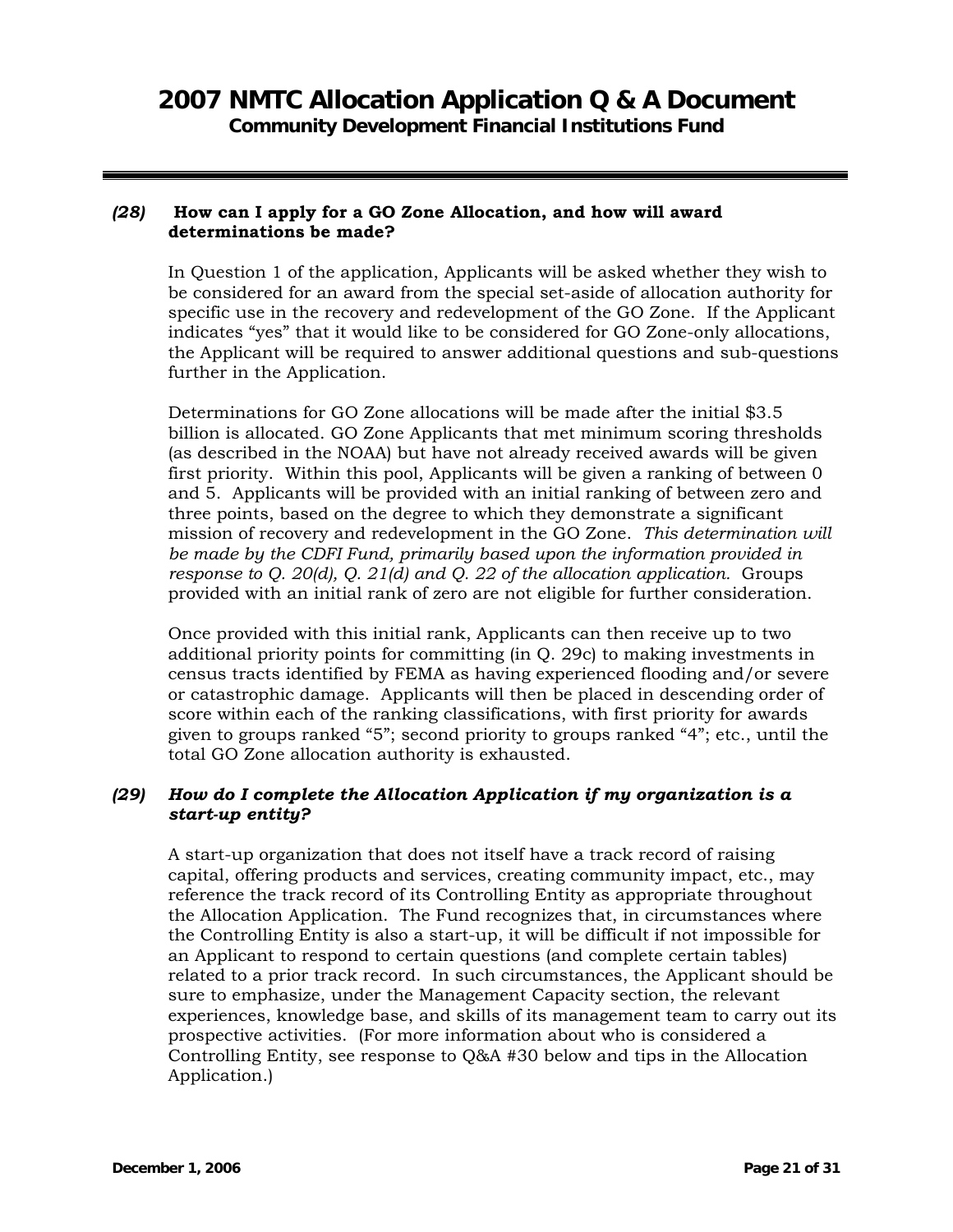### *(28)* **How can I apply for a GO Zone Allocation, and how will award determinations be made?**

In Question 1 of the application, Applicants will be asked whether they wish to be considered for an award from the special set-aside of allocation authority for specific use in the recovery and redevelopment of the GO Zone. If the Applicant indicates "yes" that it would like to be considered for GO Zone-only allocations, the Applicant will be required to answer additional questions and sub-questions further in the Application.

Determinations for GO Zone allocations will be made after the initial $3.5 billion is allocated. GO Zone Applicants that met minimum scoring thresholds (as described in the NOAA) but have not already received awards will be given first priority. Within this pool, Applicants will be given a ranking of between 0 and 5. Applicants will be provided with an initial ranking of between zero and three points, based on the degree to which they demonstrate a significant mission of recovery and redevelopment in the GO Zone. *This determination will be made by the CDFI Fund, primarily based upon the information provided in response to Q. 20(d), Q. 21(d) and Q. 22 of the allocation application.* Groups provided with an initial rank of zero are not eligible for further consideration.

Once provided with this initial rank, Applicants can then receive up to two additional priority points for committing (in Q. 29c) to making investments in census tracts identified by FEMA as having experienced flooding and/or severe or catastrophic damage. Applicants will then be placed in descending order of score within each of the ranking classifications, with first priority for awards given to groups ranked "5"; second priority to groups ranked "4"; etc., until the total GO Zone allocation authority is exhausted.

### *(29)* ***How do I complete the Allocation Application if my organization is a start-up entity?***

A start-up organization that does not itself have a track record of raising capital, offering products and services, creating community impact, etc., may reference the track record of its Controlling Entity as appropriate throughout the Allocation Application. The Fund recognizes that, in circumstances where the Controlling Entity is also a start-up, it will be difficult if not impossible for an Applicant to respond to certain questions (and complete certain tables) related to a prior track record. In such circumstances, the Applicant should be sure to emphasize, under the Management Capacity section, the relevant experiences, knowledge base, and skills of its management team to carry out its prospective activities. (For more information about who is considered a Controlling Entity, see response to Q&A #30 below and tips in the Allocation Application.)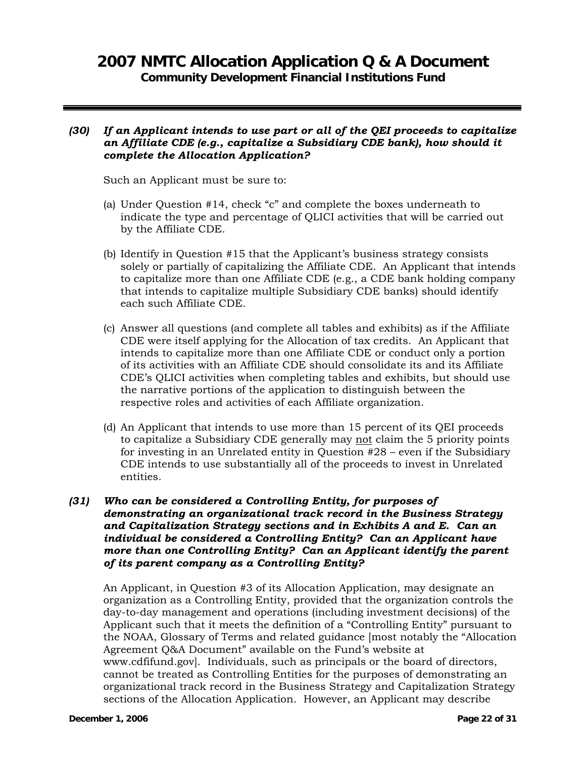***(30) If an Applicant intends to use part or all of the QEI proceeds to capitalize an Affiliate CDE (e.g., capitalize a Subsidiary CDE bank), how should it complete the Allocation Application?***

Such an Applicant must be sure to:

(a) Under Question #14, check "c" and complete the boxes underneath to indicate the type and percentage of QLICI activities that will be carried out by the Affiliate CDE.

(b) Identify in Question #15 that the Applicant's business strategy consists solely or partially of capitalizing the Affiliate CDE. An Applicant that intends to capitalize more than one Affiliate CDE (e.g., a CDE bank holding company that intends to capitalize multiple Subsidiary CDE banks) should identify each such Affiliate CDE.

(c) Answer all questions (and complete all tables and exhibits) as if the Affiliate CDE were itself applying for the Allocation of tax credits. An Applicant that intends to capitalize more than one Affiliate CDE or conduct only a portion of its activities with an Affiliate CDE should consolidate its and its Affiliate CDE's QLICI activities when completing tables and exhibits, but should use the narrative portions of the application to distinguish between the respective roles and activities of each Affiliate organization.

(d) An Applicant that intends to use more than 15 percent of its QEI proceeds to capitalize a Subsidiary CDE generally may <u>not</u> claim the 5 priority points for investing in an Unrelated entity in Question #28 – even if the Subsidiary CDE intends to use substantially all of the proceeds to invest in Unrelated entities.

***(31) Who can be considered a Controlling Entity, for purposes of demonstrating an organizational track record in the Business Strategy and Capitalization Strategy sections and in Exhibits A and E. Can an individual be considered a Controlling Entity? Can an Applicant have more than one Controlling Entity? Can an Applicant identify the parent of its parent company as a Controlling Entity?***

An Applicant, in Question #3 of its Allocation Application, may designate an organization as a Controlling Entity, provided that the organization controls the day-to-day management and operations (including investment decisions) of the Applicant such that it meets the definition of a "Controlling Entity" pursuant to the NOAA, Glossary of Terms and related guidance [most notably the "Allocation Agreement Q&A Document" available on the Fund's website at www.cdfifund.gov]. Individuals, such as principals or the board of directors, cannot be treated as Controlling Entities for the purposes of demonstrating an organizational track record in the Business Strategy and Capitalization Strategy sections of the Allocation Application. However, an Applicant may describe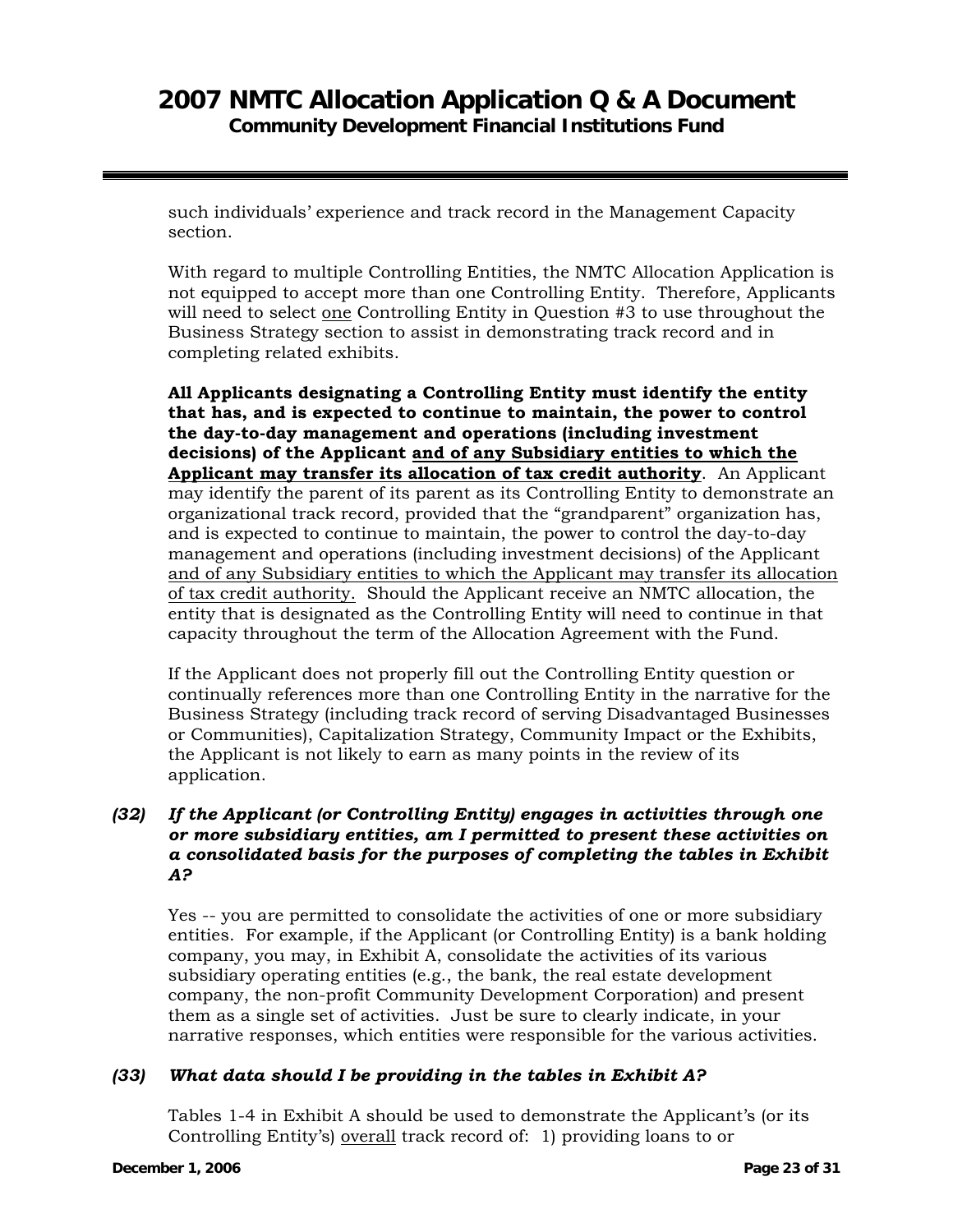such individuals' experience and track record in the Management Capacity section.

With regard to multiple Controlling Entities, the NMTC Allocation Application is not equipped to accept more than one Controlling Entity. Therefore, Applicants will need to select <u>one</u> Controlling Entity in Question #3 to use throughout the Business Strategy section to assist in demonstrating track record and in completing related exhibits.

**All Applicants designating a Controlling Entity must identify the entity that has, and is expected to continue to maintain, the power to control the day-to-day management and operations (including investment decisions) of the Applicant <u>and of any Subsidiary entities to which the Applicant may transfer its allocation of tax credit authority</u>**. An Applicant may identify the parent of its parent as its Controlling Entity to demonstrate an organizational track record, provided that the "grandparent" organization has, and is expected to continue to maintain, the power to control the day-to-day management and operations (including investment decisions) of the Applicant <u>and of any Subsidiary entities to which the Applicant may transfer its allocation of tax credit authority.</u> Should the Applicant receive an NMTC allocation, the entity that is designated as the Controlling Entity will need to continue in that capacity throughout the term of the Allocation Agreement with the Fund.

If the Applicant does not properly fill out the Controlling Entity question or continually references more than one Controlling Entity in the narrative for the Business Strategy (including track record of serving Disadvantaged Businesses or Communities), Capitalization Strategy, Community Impact or the Exhibits, the Applicant is not likely to earn as many points in the review of its application.

***(32) If the Applicant (or Controlling Entity) engages in activities through one or more subsidiary entities, am I permitted to present these activities on a consolidated basis for the purposes of completing the tables in Exhibit A?***

Yes -- you are permitted to consolidate the activities of one or more subsidiary entities. For example, if the Applicant (or Controlling Entity) is a bank holding company, you may, in Exhibit A, consolidate the activities of its various subsidiary operating entities (e.g., the bank, the real estate development company, the non-profit Community Development Corporation) and present them as a single set of activities. Just be sure to clearly indicate, in your narrative responses, which entities were responsible for the various activities.

***(33) What data should I be providing in the tables in Exhibit A?***

Tables 1-4 in Exhibit A should be used to demonstrate the Applicant's (or its Controlling Entity's) <u>overall</u> track record of: 1) providing loans to or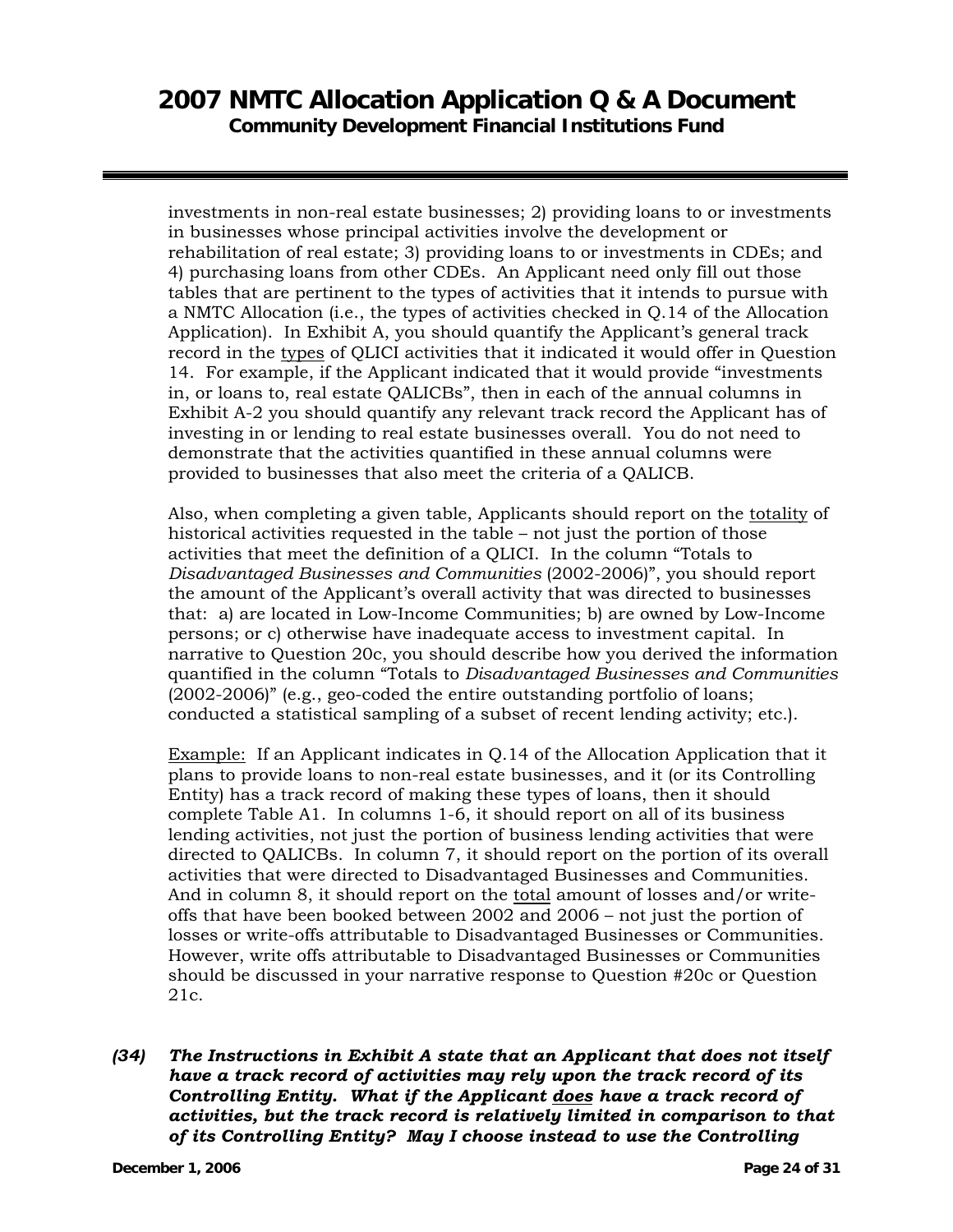investments in non-real estate businesses; 2) providing loans to or investments in businesses whose principal activities involve the development or rehabilitation of real estate; 3) providing loans to or investments in CDEs; and 4) purchasing loans from other CDEs. An Applicant need only fill out those tables that are pertinent to the types of activities that it intends to pursue with a NMTC Allocation (i.e., the types of activities checked in Q.14 of the Allocation Application). In Exhibit A, you should quantify the Applicant's general track record in the types of QLICI activities that it indicated it would offer in Question 14. For example, if the Applicant indicated that it would provide "investments in, or loans to, real estate QALICBs", then in each of the annual columns in Exhibit A-2 you should quantify any relevant track record the Applicant has of investing in or lending to real estate businesses overall. You do not need to demonstrate that the activities quantified in these annual columns were provided to businesses that also meet the criteria of a QALICB.

Also, when completing a given table, Applicants should report on the totality of historical activities requested in the table – not just the portion of those activities that meet the definition of a QLICI. In the column "Totals to *Disadvantaged Businesses and Communities* (2002-2006)", you should report the amount of the Applicant's overall activity that was directed to businesses that: a) are located in Low-Income Communities; b) are owned by Low-Income persons; or c) otherwise have inadequate access to investment capital. In narrative to Question 20c, you should describe how you derived the information quantified in the column "Totals to *Disadvantaged Businesses and Communities* (2002-2006)" (e.g., geo-coded the entire outstanding portfolio of loans; conducted a statistical sampling of a subset of recent lending activity; etc.).

Example: If an Applicant indicates in Q.14 of the Allocation Application that it plans to provide loans to non-real estate businesses, and it (or its Controlling Entity) has a track record of making these types of loans, then it should complete Table A1. In columns 1-6, it should report on all of its business lending activities, not just the portion of business lending activities that were directed to QALICBs. In column 7, it should report on the portion of its overall activities that were directed to Disadvantaged Businesses and Communities. And in column 8, it should report on the total amount of losses and/or write-offs that have been booked between 2002 and 2006 – not just the portion of losses or write-offs attributable to Disadvantaged Businesses or Communities. However, write offs attributable to Disadvantaged Businesses or Communities should be discussed in your narrative response to Question #20c or Question 21c.

***(34) The Instructions in Exhibit A state that an Applicant that does not itself have a track record of activities may rely upon the track record of its Controlling Entity. What if the Applicant does have a track record of activities, but the track record is relatively limited in comparison to that of its Controlling Entity? May I choose instead to use the Controlling***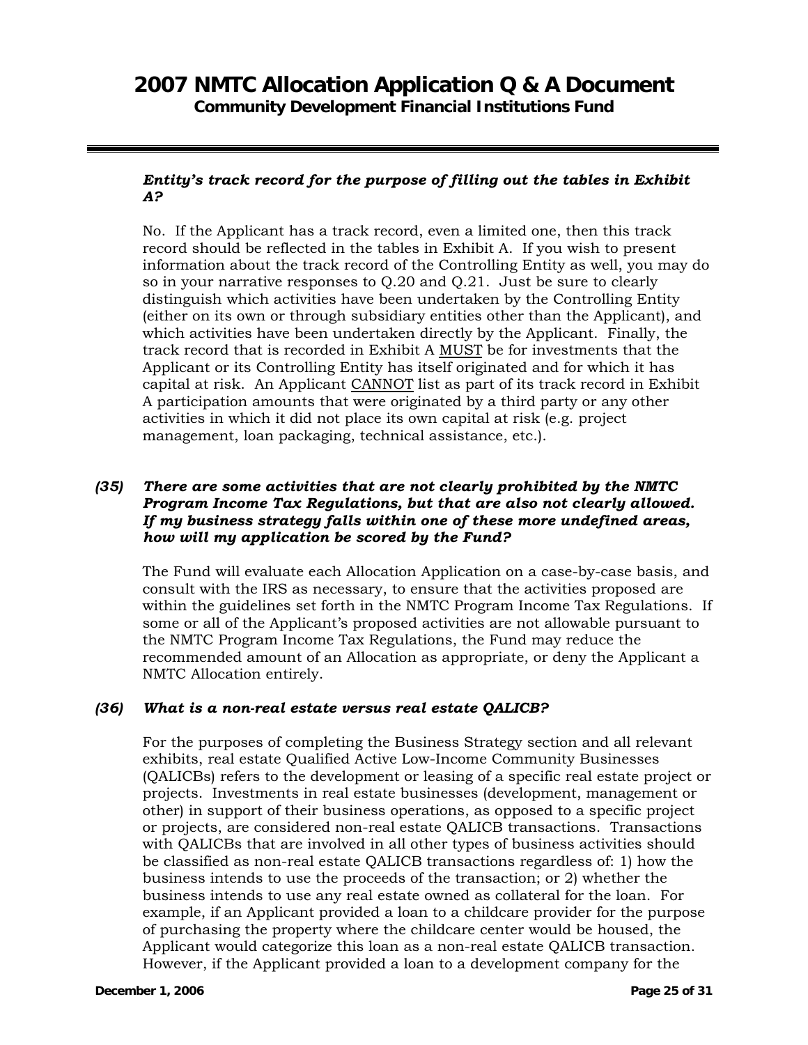***Entity's track record for the purpose of filling out the tables in Exhibit A?***

No. If the Applicant has a track record, even a limited one, then this track record should be reflected in the tables in Exhibit A. If you wish to present information about the track record of the Controlling Entity as well, you may do so in your narrative responses to Q.20 and Q.21. Just be sure to clearly distinguish which activities have been undertaken by the Controlling Entity (either on its own or through subsidiary entities other than the Applicant), and which activities have been undertaken directly by the Applicant. Finally, the track record that is recorded in Exhibit A <u>MUST</u> be for investments that the Applicant or its Controlling Entity has itself originated and for which it has capital at risk. An Applicant <u>CANNOT</u> list as part of its track record in Exhibit A participation amounts that were originated by a third party or any other activities in which it did not place its own capital at risk (e.g. project management, loan packaging, technical assistance, etc.).

***(35) There are some activities that are not clearly prohibited by the NMTC Program Income Tax Regulations, but that are also not clearly allowed. If my business strategy falls within one of these more undefined areas, how will my application be scored by the Fund?***

The Fund will evaluate each Allocation Application on a case-by-case basis, and consult with the IRS as necessary, to ensure that the activities proposed are within the guidelines set forth in the NMTC Program Income Tax Regulations. If some or all of the Applicant's proposed activities are not allowable pursuant to the NMTC Program Income Tax Regulations, the Fund may reduce the recommended amount of an Allocation as appropriate, or deny the Applicant a NMTC Allocation entirely.

***(36) What is a non-real estate versus real estate QALICB?***

For the purposes of completing the Business Strategy section and all relevant exhibits, real estate Qualified Active Low-Income Community Businesses (QALICBs) refers to the development or leasing of a specific real estate project or projects. Investments in real estate businesses (development, management or other) in support of their business operations, as opposed to a specific project or projects, are considered non-real estate QALICB transactions. Transactions with QALICBs that are involved in all other types of business activities should be classified as non-real estate QALICB transactions regardless of: 1) how the business intends to use the proceeds of the transaction; or 2) whether the business intends to use any real estate owned as collateral for the loan. For example, if an Applicant provided a loan to a childcare provider for the purpose of purchasing the property where the childcare center would be housed, the Applicant would categorize this loan as a non-real estate QALICB transaction. However, if the Applicant provided a loan to a development company for the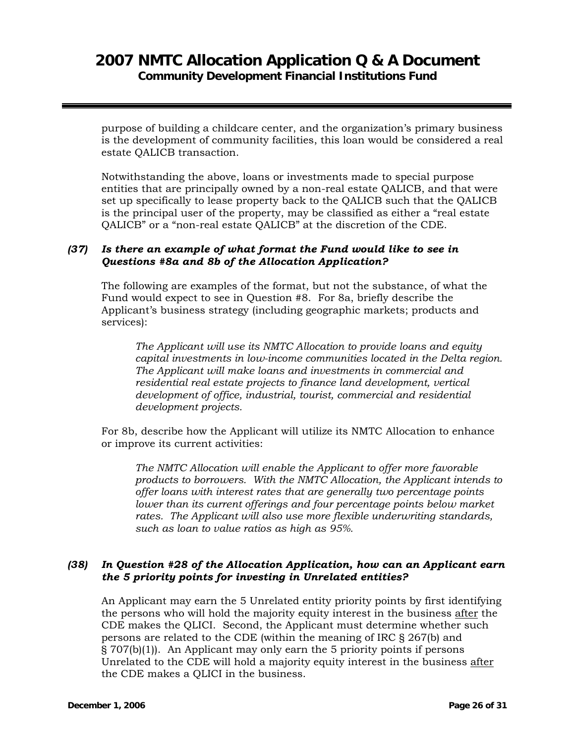purpose of building a childcare center, and the organization's primary business is the development of community facilities, this loan would be considered a real estate QALICB transaction.

Notwithstanding the above, loans or investments made to special purpose entities that are principally owned by a non-real estate QALICB, and that were set up specifically to lease property back to the QALICB such that the QALICB is the principal user of the property, may be classified as either a "real estate QALICB" or a "non-real estate QALICB" at the discretion of the CDE.

***(37) Is there an example of what format the Fund would like to see in Questions #8a and 8b of the Allocation Application?***

The following are examples of the format, but not the substance, of what the Fund would expect to see in Question #8. For 8a, briefly describe the Applicant's business strategy (including geographic markets; products and services):

> *The Applicant will use its NMTC Allocation to provide loans and equity capital investments in low-income communities located in the Delta region. The Applicant will make loans and investments in commercial and residential real estate projects to finance land development, vertical development of office, industrial, tourist, commercial and residential development projects.*

For 8b, describe how the Applicant will utilize its NMTC Allocation to enhance or improve its current activities:

> *The NMTC Allocation will enable the Applicant to offer more favorable products to borrowers. With the NMTC Allocation, the Applicant intends to offer loans with interest rates that are generally two percentage points lower than its current offerings and four percentage points below market rates. The Applicant will also use more flexible underwriting standards, such as loan to value ratios as high as 95%.*

***(38) In Question #28 of the Allocation Application, how can an Applicant earn the 5 priority points for investing in Unrelated entities?***

An Applicant may earn the 5 Unrelated entity priority points by first identifying the persons who will hold the majority equity interest in the business <u>after</u> the CDE makes the QLICI. Second, the Applicant must determine whether such persons are related to the CDE (within the meaning of IRC § 267(b) and § 707(b)(1)). An Applicant may only earn the 5 priority points if persons Unrelated to the CDE will hold a majority equity interest in the business <u>after</u> the CDE makes a QLICI in the business.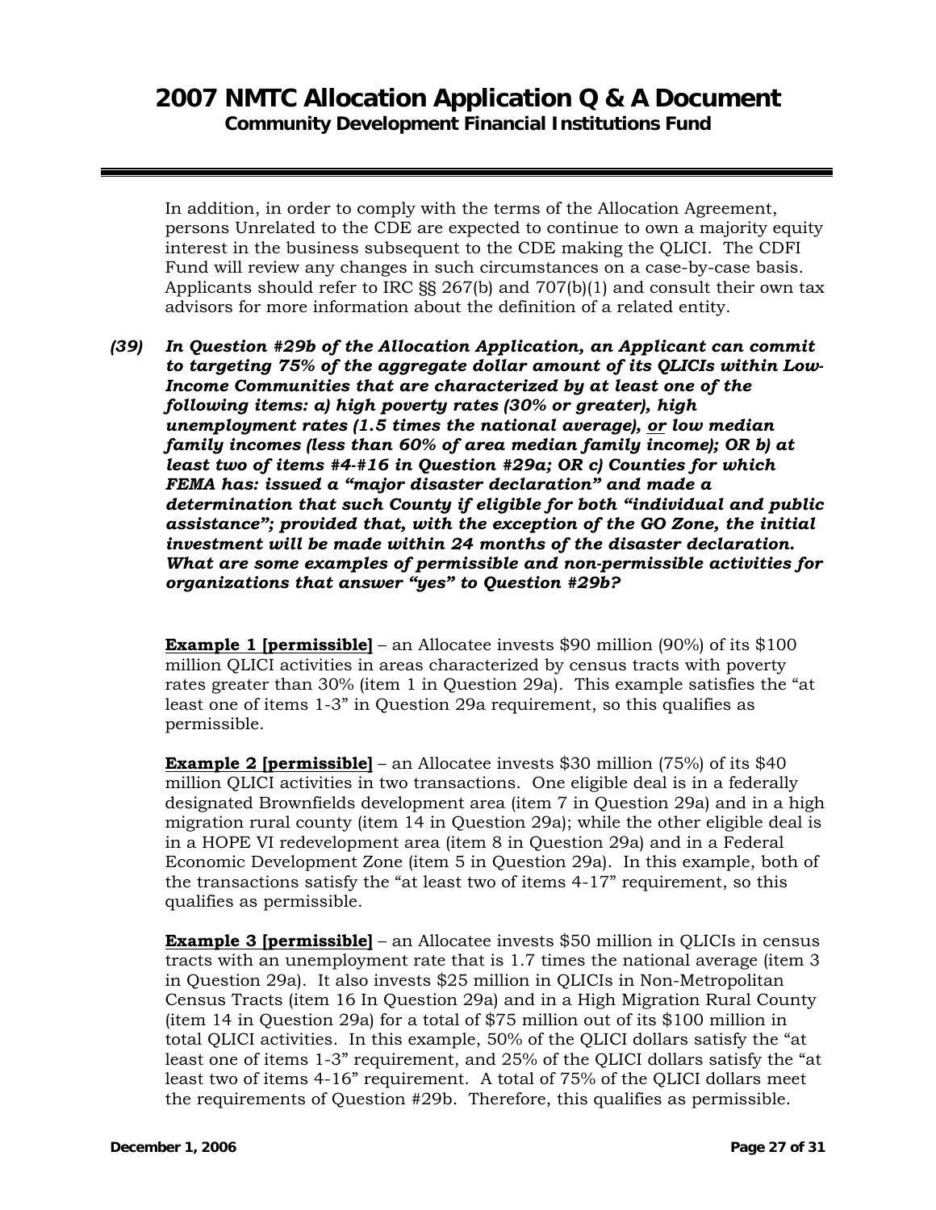In addition, in order to comply with the terms of the Allocation Agreement, persons Unrelated to the CDE are expected to continue to own a majority equity interest in the business subsequent to the CDE making the QLICI. The CDFI Fund will review any changes in such circumstances on a case-by-case basis. Applicants should refer to IRC §§ 267(b) and 707(b)(1) and consult their own tax advisors for more information about the definition of a related entity.

***(39) In Question #29b of the Allocation Application, an Applicant can commit to targeting 75% of the aggregate dollar amount of its QLICIs within Low-Income Communities that are characterized by at least one of the following items: a) high poverty rates (30% or greater), high unemployment rates (1.5 times the national average), <u>or</u> low median family incomes (less than 60% of area median family income); OR b) at least two of items #4-#16 in Question #29a; OR c) Counties for which FEMA has: issued a "major disaster declaration" and made a determination that such County if eligible for both "individual and public assistance"; provided that, with the exception of the GO Zone, the initial investment will be made within 24 months of the disaster declaration. What are some examples of permissible and non-permissible activities for organizations that answer "yes" to Question #29b?***

**<u>Example 1 [permissible]</u>** – an Allocatee invests $90 million (90%) of its $100 million QLICI activities in areas characterized by census tracts with poverty rates greater than 30% (item 1 in Question 29a). This example satisfies the "at least one of items 1-3" in Question 29a requirement, so this qualifies as permissible.

**<u>Example 2 [permissible]</u>** – an Allocatee invests $30 million (75%) of its $40 million QLICI activities in two transactions. One eligible deal is in a federally designated Brownfields development area (item 7 in Question 29a) and in a high migration rural county (item 14 in Question 29a); while the other eligible deal is in a HOPE VI redevelopment area (item 8 in Question 29a) and in a Federal Economic Development Zone (item 5 in Question 29a). In this example, both of the transactions satisfy the "at least two of items 4-17" requirement, so this qualifies as permissible.

**<u>Example 3 [permissible]</u>** – an Allocatee invests $50 million in QLICIs in census tracts with an unemployment rate that is 1.7 times the national average (item 3 in Question 29a). It also invests $25 million in QLICIs in Non-Metropolitan Census Tracts (item 16 In Question 29a) and in a High Migration Rural County (item 14 in Question 29a) for a total of $75 million out of its $100 million in total QLICI activities. In this example, 50% of the QLICI dollars satisfy the "at least one of items 1-3" requirement, and 25% of the QLICI dollars satisfy the "at least two of items 4-16" requirement. A total of 75% of the QLICI dollars meet the requirements of Question #29b. Therefore, this qualifies as permissible.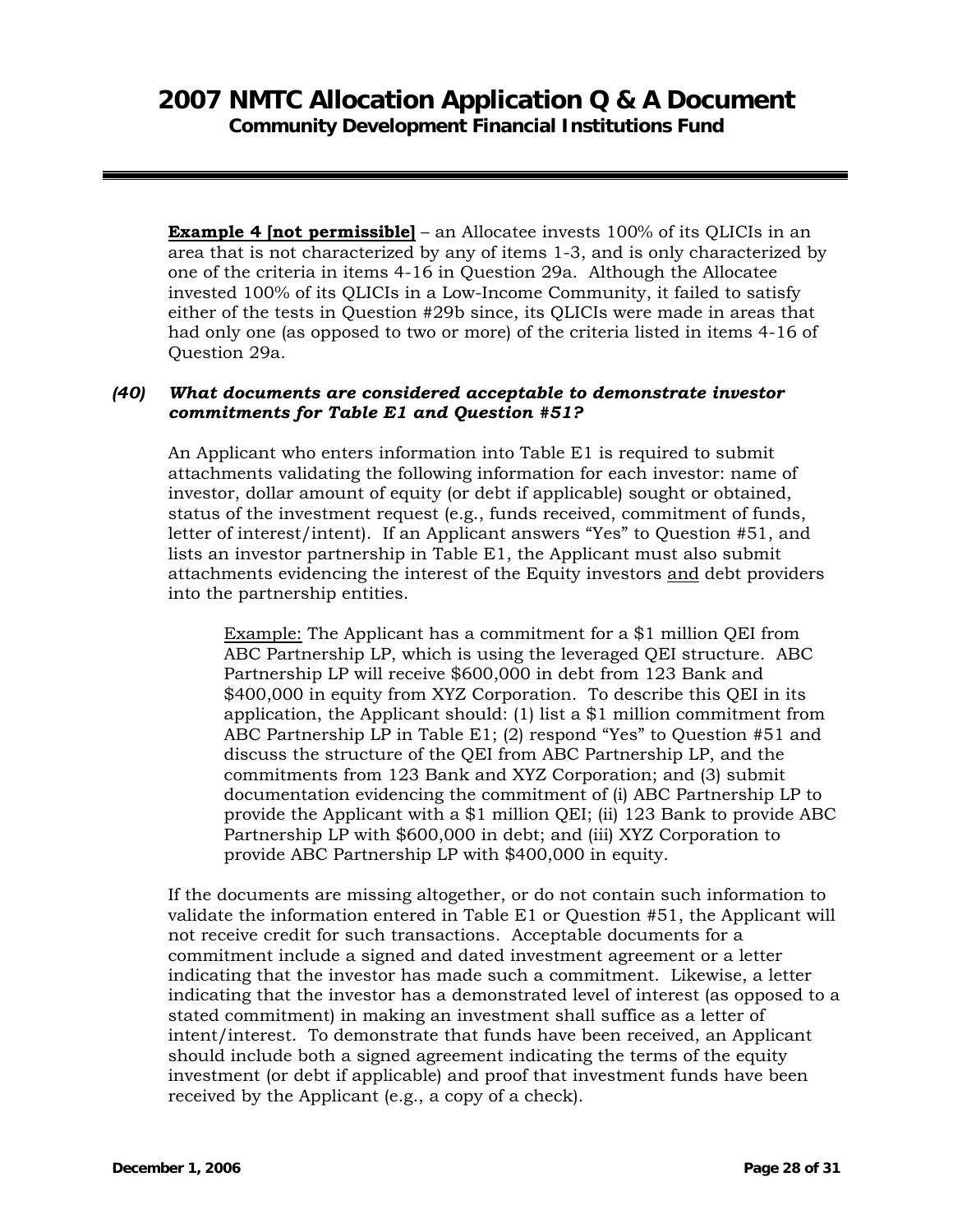**Example 4 [not permissible]** – an Allocatee invests 100% of its QLICIs in an area that is not characterized by any of items 1-3, and is only characterized by one of the criteria in items 4-16 in Question 29a. Although the Allocatee invested 100% of its QLICIs in a Low-Income Community, it failed to satisfy either of the tests in Question #29b since, its QLICIs were made in areas that had only one (as opposed to two or more) of the criteria listed in items 4-16 of Question 29a.

### *(40) What documents are considered acceptable to demonstrate investor commitments for Table E1 and Question #51?*

An Applicant who enters information into Table E1 is required to submit attachments validating the following information for each investor: name of investor, dollar amount of equity (or debt if applicable) sought or obtained, status of the investment request (e.g., funds received, commitment of funds, letter of interest/intent). If an Applicant answers "Yes" to Question #51, and lists an investor partnership in Table E1, the Applicant must also submit attachments evidencing the interest of the Equity investors <u>and</u> debt providers into the partnership entities.

> <u>Example:</u> The Applicant has a commitment for a $1 million QEI from ABC Partnership LP, which is using the leveraged QEI structure. ABC Partnership LP will receive $600,000 in debt from 123 Bank and $400,000 in equity from XYZ Corporation. To describe this QEI in its application, the Applicant should: (1) list a $1 million commitment from ABC Partnership LP in Table E1; (2) respond "Yes" to Question #51 and discuss the structure of the QEI from ABC Partnership LP, and the commitments from 123 Bank and XYZ Corporation; and (3) submit documentation evidencing the commitment of (i) ABC Partnership LP to provide the Applicant with a $1 million QEI; (ii) 123 Bank to provide ABC Partnership LP with $600,000 in debt; and (iii) XYZ Corporation to provide ABC Partnership LP with $400,000 in equity.

If the documents are missing altogether, or do not contain such information to validate the information entered in Table E1 or Question #51, the Applicant will not receive credit for such transactions. Acceptable documents for a commitment include a signed and dated investment agreement or a letter indicating that the investor has made such a commitment. Likewise, a letter indicating that the investor has a demonstrated level of interest (as opposed to a stated commitment) in making an investment shall suffice as a letter of intent/interest. To demonstrate that funds have been received, an Applicant should include both a signed agreement indicating the terms of the equity investment (or debt if applicable) and proof that investment funds have been received by the Applicant (e.g., a copy of a check).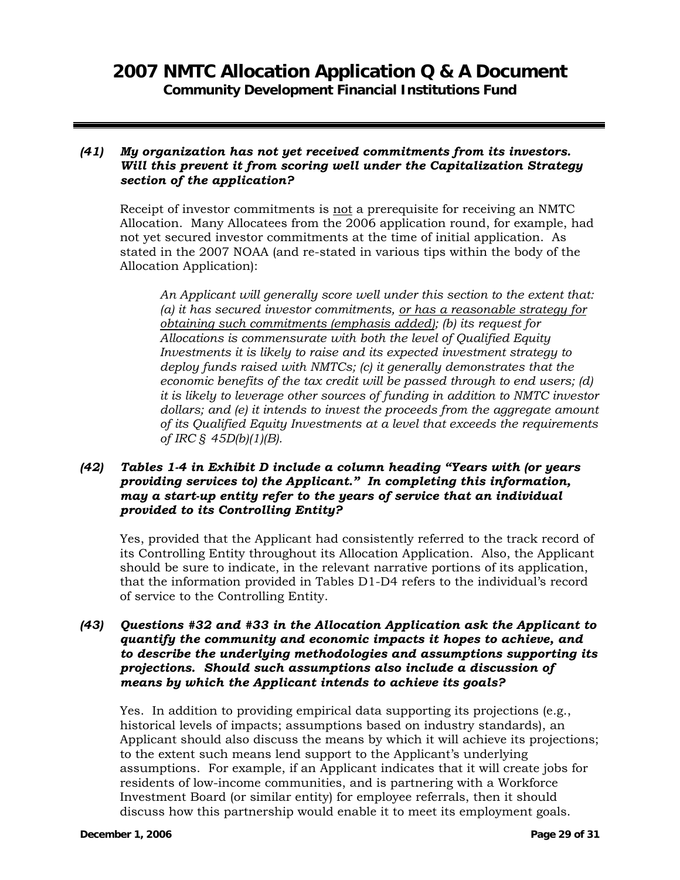**(41) *My organization has not yet received commitments from its investors. Will this prevent it from scoring well under the Capitalization Strategy section of the application?***

Receipt of investor commitments is not a prerequisite for receiving an NMTC Allocation. Many Allocatees from the 2006 application round, for example, had not yet secured investor commitments at the time of initial application. As stated in the 2007 NOAA (and re-stated in various tips within the body of the Allocation Application):

> *An Applicant will generally score well under this section to the extent that: (a) it has secured investor commitments, or has a reasonable strategy for obtaining such commitments (emphasis added); (b) its request for Allocations is commensurate with both the level of Qualified Equity Investments it is likely to raise and its expected investment strategy to deploy funds raised with NMTCs; (c) it generally demonstrates that the economic benefits of the tax credit will be passed through to end users; (d) it is likely to leverage other sources of funding in addition to NMTC investor dollars; and (e) it intends to invest the proceeds from the aggregate amount of its Qualified Equity Investments at a level that exceeds the requirements of IRC § 45D(b)(1)(B).*

**(42) *Tables 1-4 in Exhibit D include a column heading "Years with (or years providing services to) the Applicant." In completing this information, may a start-up entity refer to the years of service that an individual provided to its Controlling Entity?***

Yes, provided that the Applicant had consistently referred to the track record of its Controlling Entity throughout its Allocation Application. Also, the Applicant should be sure to indicate, in the relevant narrative portions of its application, that the information provided in Tables D1-D4 refers to the individual's record of service to the Controlling Entity.

**(43) *Questions #32 and #33 in the Allocation Application ask the Applicant to quantify the community and economic impacts it hopes to achieve, and to describe the underlying methodologies and assumptions supporting its projections. Should such assumptions also include a discussion of means by which the Applicant intends to achieve its goals?***

Yes. In addition to providing empirical data supporting its projections (e.g., historical levels of impacts; assumptions based on industry standards), an Applicant should also discuss the means by which it will achieve its projections; to the extent such means lend support to the Applicant's underlying assumptions. For example, if an Applicant indicates that it will create jobs for residents of low-income communities, and is partnering with a Workforce Investment Board (or similar entity) for employee referrals, then it should discuss how this partnership would enable it to meet its employment goals.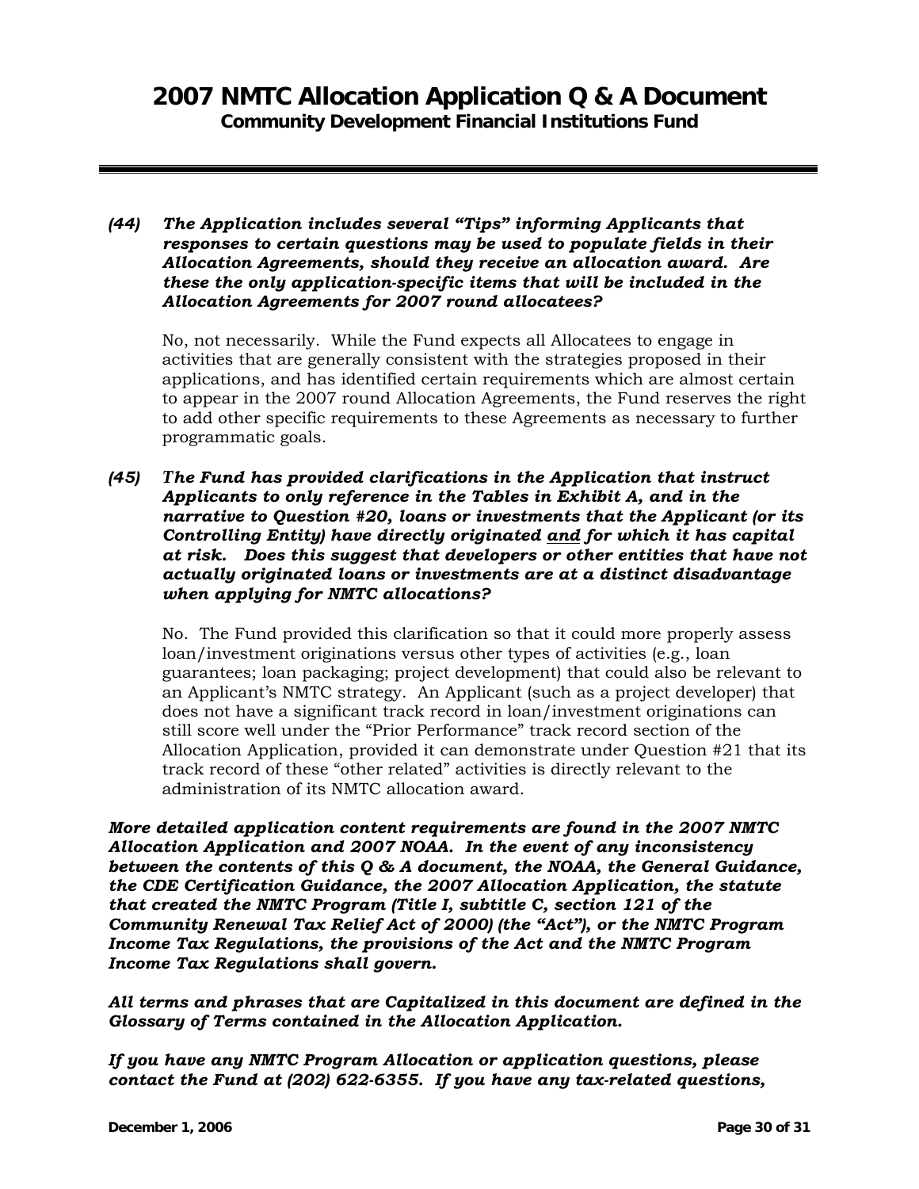***(44) The Application includes several "Tips" informing Applicants that responses to certain questions may be used to populate fields in their Allocation Agreements, should they receive an allocation award. Are these the only application-specific items that will be included in the Allocation Agreements for 2007 round allocatees?***

No, not necessarily. While the Fund expects all Allocatees to engage in activities that are generally consistent with the strategies proposed in their applications, and has identified certain requirements which are almost certain to appear in the 2007 round Allocation Agreements, the Fund reserves the right to add other specific requirements to these Agreements as necessary to further programmatic goals.

***(45) The Fund has provided clarifications in the Application that instruct Applicants to only reference in the Tables in Exhibit A, and in the narrative to Question #20, loans or investments that the Applicant (or its Controlling Entity) have directly originated <u>and</u> for which it has capital at risk. Does this suggest that developers or other entities that have not actually originated loans or investments are at a distinct disadvantage when applying for NMTC allocations?***

No. The Fund provided this clarification so that it could more properly assess loan/investment originations versus other types of activities (e.g., loan guarantees; loan packaging; project development) that could also be relevant to an Applicant's NMTC strategy. An Applicant (such as a project developer) that does not have a significant track record in loan/investment originations can still score well under the "Prior Performance" track record section of the Allocation Application, provided it can demonstrate under Question #21 that its track record of these "other related" activities is directly relevant to the administration of its NMTC allocation award.

***More detailed application content requirements are found in the 2007 NMTC Allocation Application and 2007 NOAA. In the event of any inconsistency between the contents of this Q & A document, the NOAA, the General Guidance, the CDE Certification Guidance, the 2007 Allocation Application, the statute that created the NMTC Program (Title I, subtitle C, section 121 of the Community Renewal Tax Relief Act of 2000) (the "Act"), or the NMTC Program Income Tax Regulations, the provisions of the Act and the NMTC Program Income Tax Regulations shall govern.***

***All terms and phrases that are Capitalized in this document are defined in the Glossary of Terms contained in the Allocation Application.***

***If you have any NMTC Program Allocation or application questions, please contact the Fund at (202) 622-6355. If you have any tax-related questions,***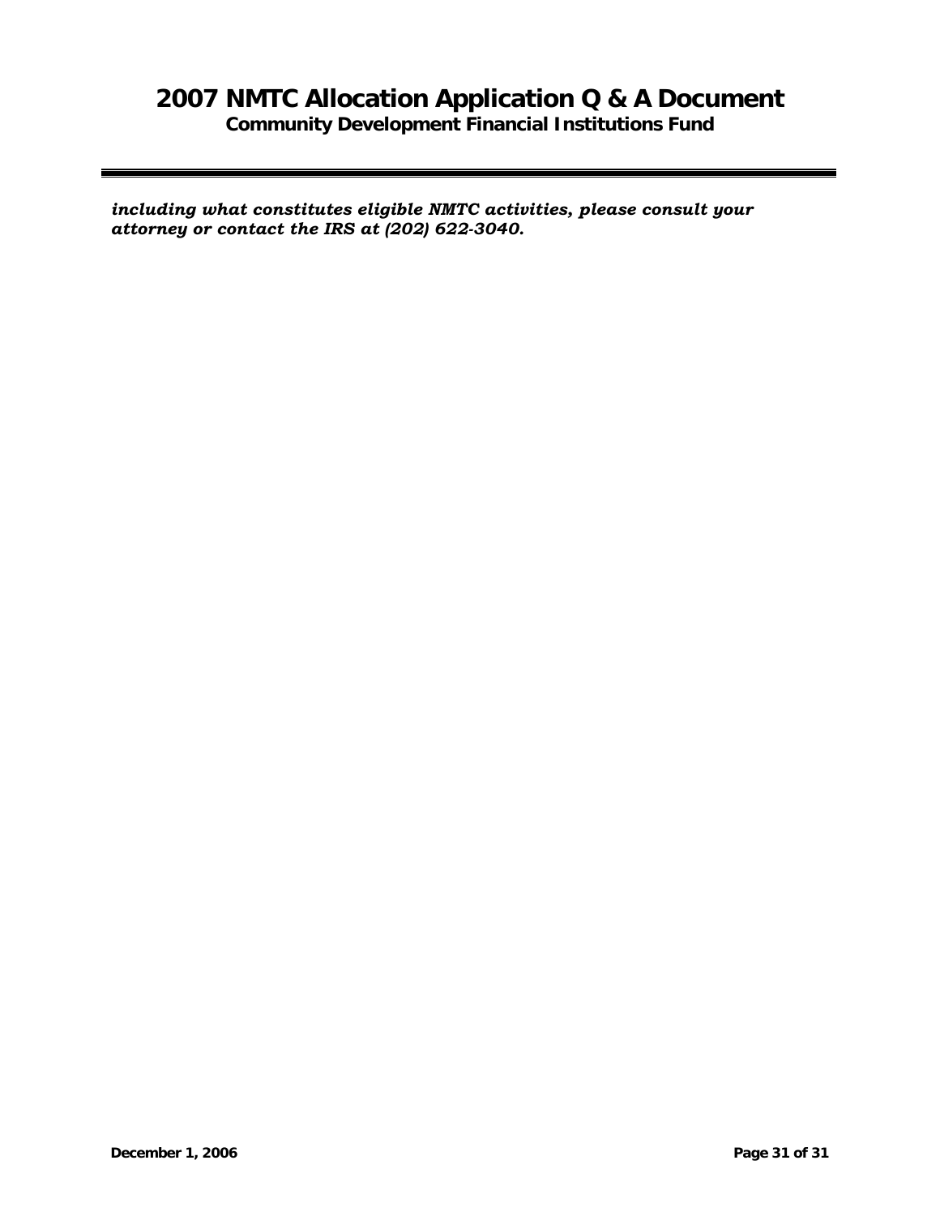***including what constitutes eligible NMTC activities, please consult your attorney or contact the IRS at (202) 622-3040.***